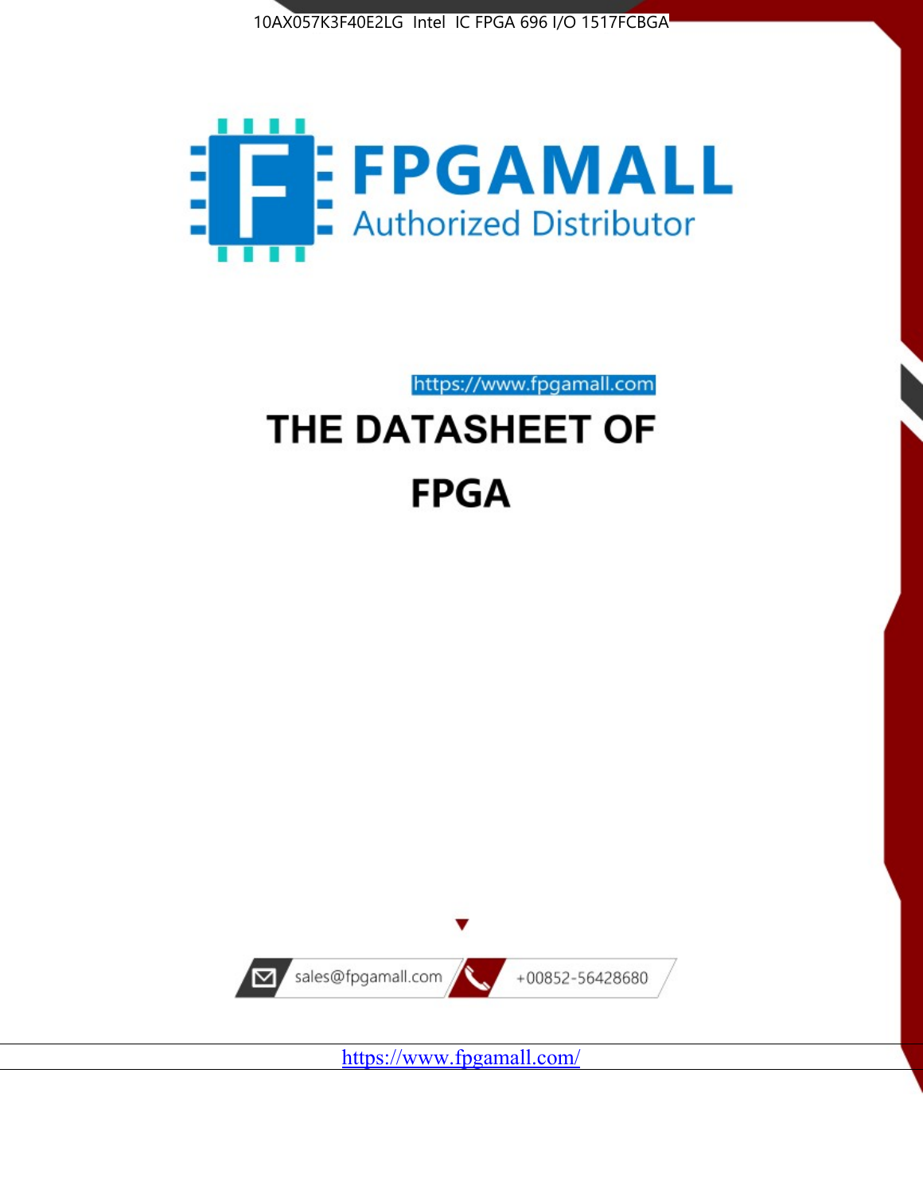10AX057K3F40E2LG Intel IC FPGA 696 I/O 1517FCBGA

FPGAMALL

Authorized Distributor

https://www.fpgamall.com

# THE DATASHEET OF

# FPGA

sales@fpgamall.com

+00852-56428680

https://www.fpgamall.com/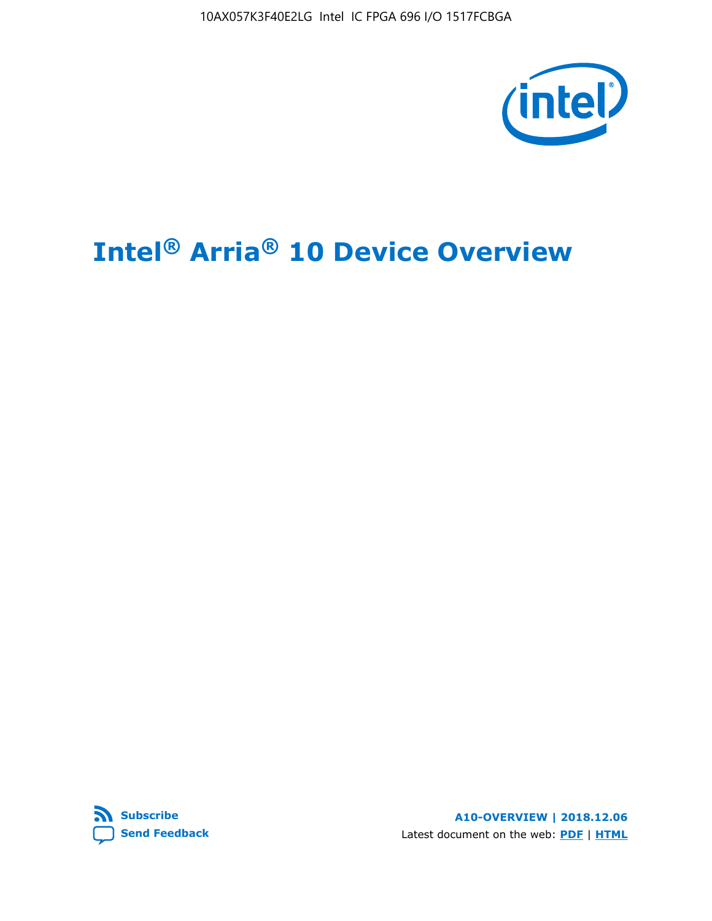# Intel® Arria® 10 Device Overview

Subscribe

Send Feedback

A10-OVERVIEW | 2018.12.06

Latest document on the web: PDF | HTML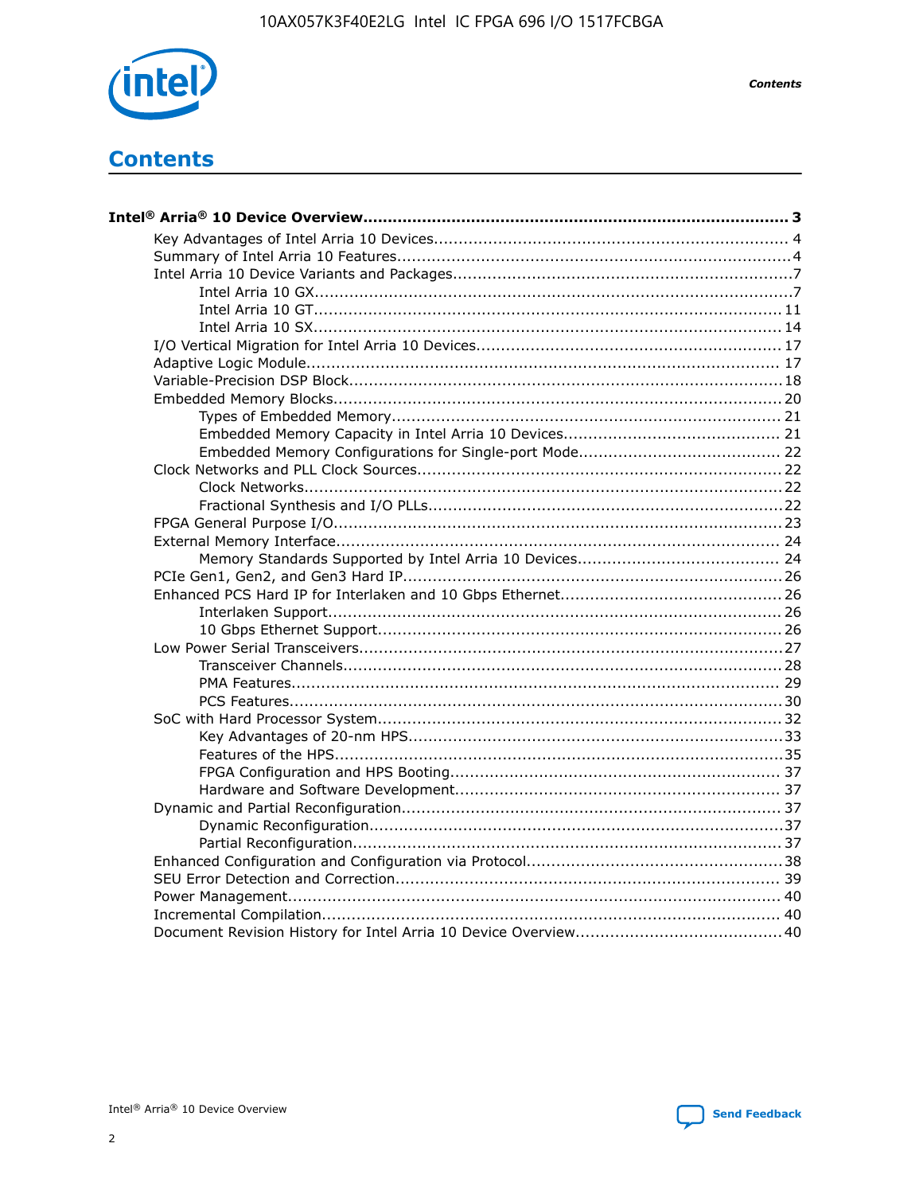# Contents

**Intel® Arria® 10 Device Overview ............................................................................ 3**

- Key Advantages of Intel Arria 10 Devices............................................................ 4
- Summary of Intel Arria 10 Features.................................................................... 4
- Intel Arria 10 Device Variants and Packages........................................................ 7
  - Intel Arria 10 GX.................................................................................... 7
  - Intel Arria 10 GT.................................................................................... 11
  - Intel Arria 10 SX.................................................................................... 14
- I/O Vertical Migration for Intel Arria 10 Devices.................................................. 17
- Adaptive Logic Module.................................................................................... 17
- Variable-Precision DSP Block............................................................................ 18
- Embedded Memory Blocks................................................................................ 20
  - Types of Embedded Memory.................................................................... 21
  - Embedded Memory Capacity in Intel Arria 10 Devices.................................. 21
  - Embedded Memory Configurations for Single-port Mode............................... 22
- Clock Networks and PLL Clock Sources.............................................................. 22
  - Clock Networks...................................................................................... 22
  - Fractional Synthesis and I/O PLLs............................................................. 22
- FPGA General Purpose I/O............................................................................... 23
- External Memory Interface............................................................................... 24
  - Memory Standards Supported by Intel Arria 10 Devices................................ 24
- PCIe Gen1, Gen2, and Gen3 Hard IP.................................................................. 26
- Enhanced PCS Hard IP for Interlaken and 10 Gbps Ethernet.................................. 26
  - Interlaken Support.................................................................................. 26
  - 10 Gbps Ethernet Support........................................................................ 26
- Low Power Serial Transceivers.......................................................................... 27
  - Transceiver Channels.............................................................................. 28
  - PMA Features......................................................................................... 29
  - PCS Features.......................................................................................... 30
- SoC with Hard Processor System...................................................................... 32
  - Key Advantages of 20-nm HPS.................................................................. 33
  - Features of the HPS................................................................................ 35
  - FPGA Configuration and HPS Booting......................................................... 37
  - Hardware and Software Development........................................................ 37
- Dynamic and Partial Reconfiguration.................................................................. 37
  - Dynamic Reconfiguration.......................................................................... 37
  - Partial Reconfiguration............................................................................ 37
- Enhanced Configuration and Configuration via Protocol......................................... 38
- SEU Error Detection and Correction................................................................... 39
- Power Management......................................................................................... 40
- Incremental Compilation.................................................................................. 40
- Document Revision History for Intel Arria 10 Device Overview................................ 40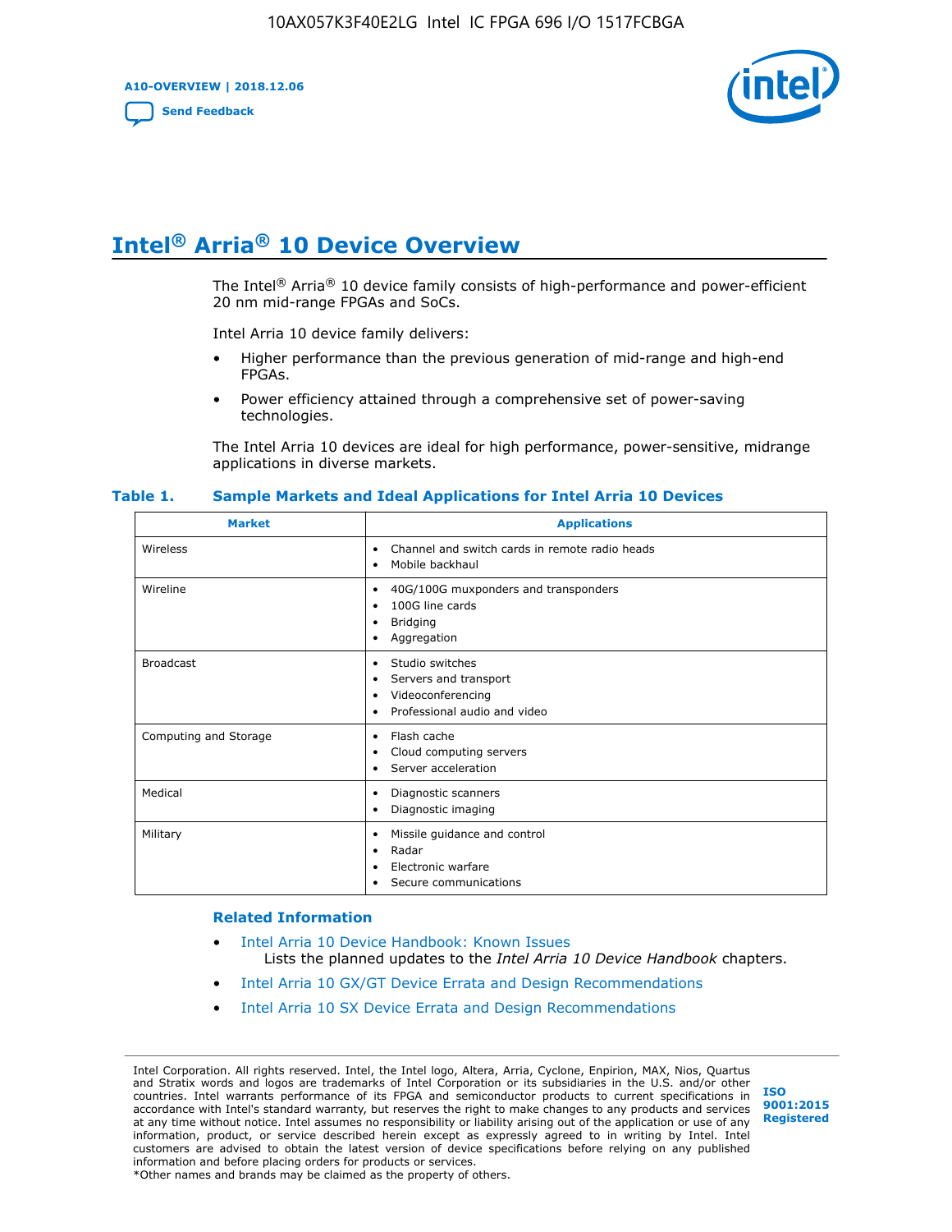# Intel® Arria® 10 Device Overview

The Intel® Arria® 10 device family consists of high-performance and power-efficient 20 nm mid-range FPGAs and SoCs.

Intel Arria 10 device family delivers:

- Higher performance than the previous generation of mid-range and high-end FPGAs.
- Power efficiency attained through a comprehensive set of power-saving technologies.

The Intel Arria 10 devices are ideal for high performance, power-sensitive, midrange applications in diverse markets.

**Table 1. Sample Markets and Ideal Applications for Intel Arria 10 Devices**

| Market | Applications |
|---|---|
| Wireless | • Channel and switch cards in remote radio heads<br>• Mobile backhaul |
| Wireline | • 40G/100G muxponders and transponders<br>• 100G line cards<br>• Bridging<br>• Aggregation |
| Broadcast | • Studio switches<br>• Servers and transport<br>• Videoconferencing<br>• Professional audio and video |
| Computing and Storage | • Flash cache<br>• Cloud computing servers<br>• Server acceleration |
| Medical | • Diagnostic scanners<br>• Diagnostic imaging |
| Military | • Missile guidance and control<br>• Radar<br>• Electronic warfare<br>• Secure communications |

## Related Information

- Intel Arria 10 Device Handbook: Known Issues
  Lists the planned updates to the *Intel Arria 10 Device Handbook* chapters.
- Intel Arria 10 GX/GT Device Errata and Design Recommendations
- Intel Arria 10 SX Device Errata and Design Recommendations

Intel Corporation. All rights reserved. Intel, the Intel logo, Altera, Arria, Cyclone, Enpirion, MAX, Nios, Quartus and Stratix words and logos are trademarks of Intel Corporation or its subsidiaries in the U.S. and/or other countries. Intel warrants performance of its FPGA and semiconductor products to current specifications in accordance with Intel's standard warranty, but reserves the right to make changes to any products and services at any time without notice. Intel assumes no responsibility or liability arising out of the application or use of any information, product, or service described herein except as expressly agreed to in writing by Intel. Intel customers are advised to obtain the latest version of device specifications before relying on any published information and before placing orders for products or services.
*Other names and brands may be claimed as the property of others.

ISO 9001:2015 Registered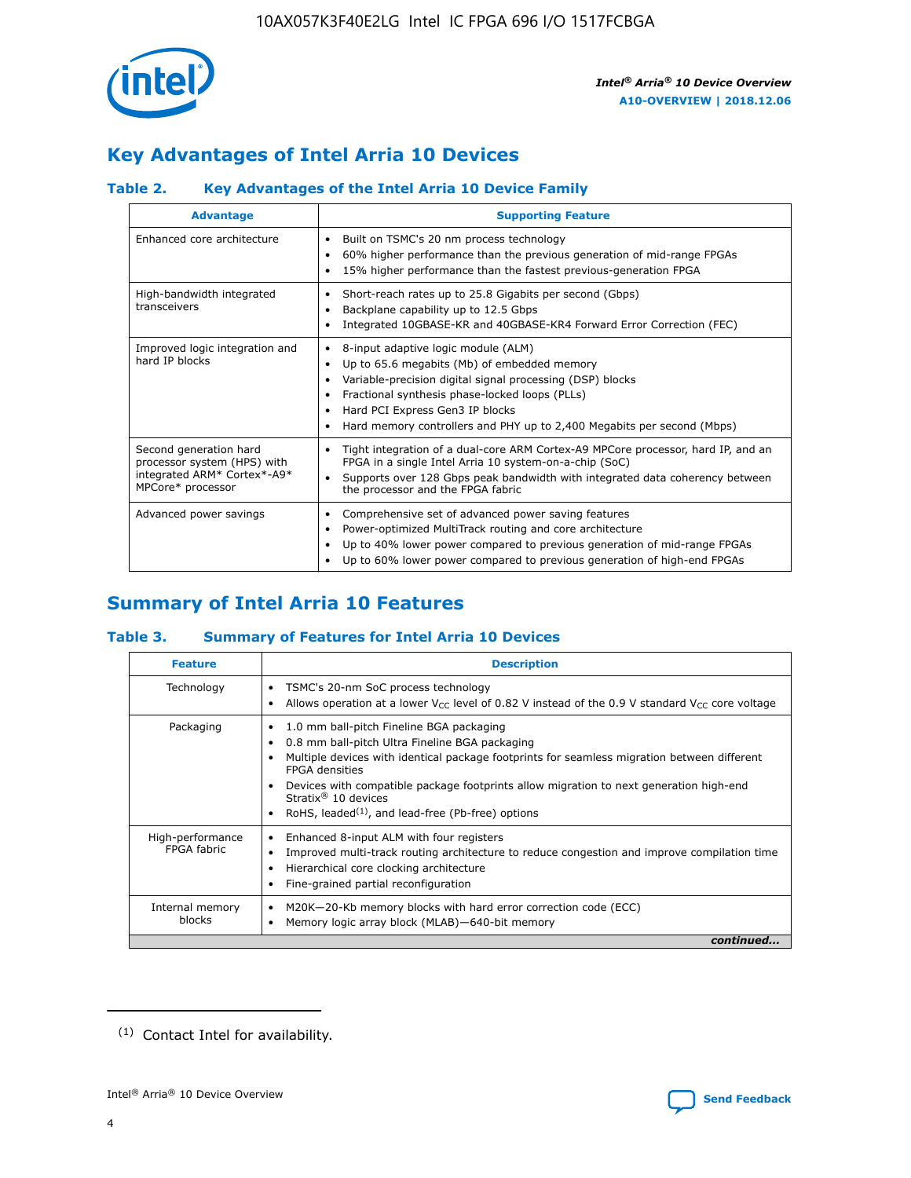## Key Advantages of Intel Arria 10 Devices

### Table 2. Key Advantages of the Intel Arria 10 Device Family

| Advantage | Supporting Feature |
|---|---|
| Enhanced core architecture | • Built on TSMC's 20 nm process technology<br>• 60% higher performance than the previous generation of mid-range FPGAs<br>• 15% higher performance than the fastest previous-generation FPGA |
| High-bandwidth integrated transceivers | • Short-reach rates up to 25.8 Gigabits per second (Gbps)<br>• Backplane capability up to 12.5 Gbps<br>• Integrated 10GBASE-KR and 40GBASE-KR4 Forward Error Correction (FEC) |
| Improved logic integration and hard IP blocks | • 8-input adaptive logic module (ALM)<br>• Up to 65.6 megabits (Mb) of embedded memory<br>• Variable-precision digital signal processing (DSP) blocks<br>• Fractional synthesis phase-locked loops (PLLs)<br>• Hard PCI Express Gen3 IP blocks<br>• Hard memory controllers and PHY up to 2,400 Megabits per second (Mbps) |
| Second generation hard processor system (HPS) with integrated ARM* Cortex*-A9* MPCore* processor | • Tight integration of a dual-core ARM Cortex-A9 MPCore processor, hard IP, and an FPGA in a single Intel Arria 10 system-on-a-chip (SoC)<br>• Supports over 128 Gbps peak bandwidth with integrated data coherency between the processor and the FPGA fabric |
| Advanced power savings | • Comprehensive set of advanced power saving features<br>• Power-optimized MultiTrack routing and core architecture<br>• Up to 40% lower power compared to previous generation of mid-range FPGAs<br>• Up to 60% lower power compared to previous generation of high-end FPGAs |

## Summary of Intel Arria 10 Features

### Table 3. Summary of Features for Intel Arria 10 Devices

| Feature | Description |
|---|---|
| Technology | • TSMC's 20-nm SoC process technology<br>• Allows operation at a lower $V_{CC}$ level of 0.82 V instead of the 0.9 V standard $V_{CC}$ core voltage |
| Packaging | • 1.0 mm ball-pitch Fineline BGA packaging<br>• 0.8 mm ball-pitch Ultra Fineline BGA packaging<br>• Multiple devices with identical package footprints for seamless migration between different FPGA densities<br>• Devices with compatible package footprints allow migration to next generation high-end Stratix® 10 devices<br>• RoHS, leaded[(1)], and lead-free (Pb-free) options |
| High-performance FPGA fabric | • Enhanced 8-input ALM with four registers<br>• Improved multi-track routing architecture to reduce congestion and improve compilation time<br>• Hierarchical core clocking architecture<br>• Fine-grained partial reconfiguration |
| Internal memory blocks | • M20K—20-Kb memory blocks with hard error correction code (ECC)<br>• Memory logic array block (MLAB)—640-bit memory |

*continued...*

(1) Contact Intel for availability.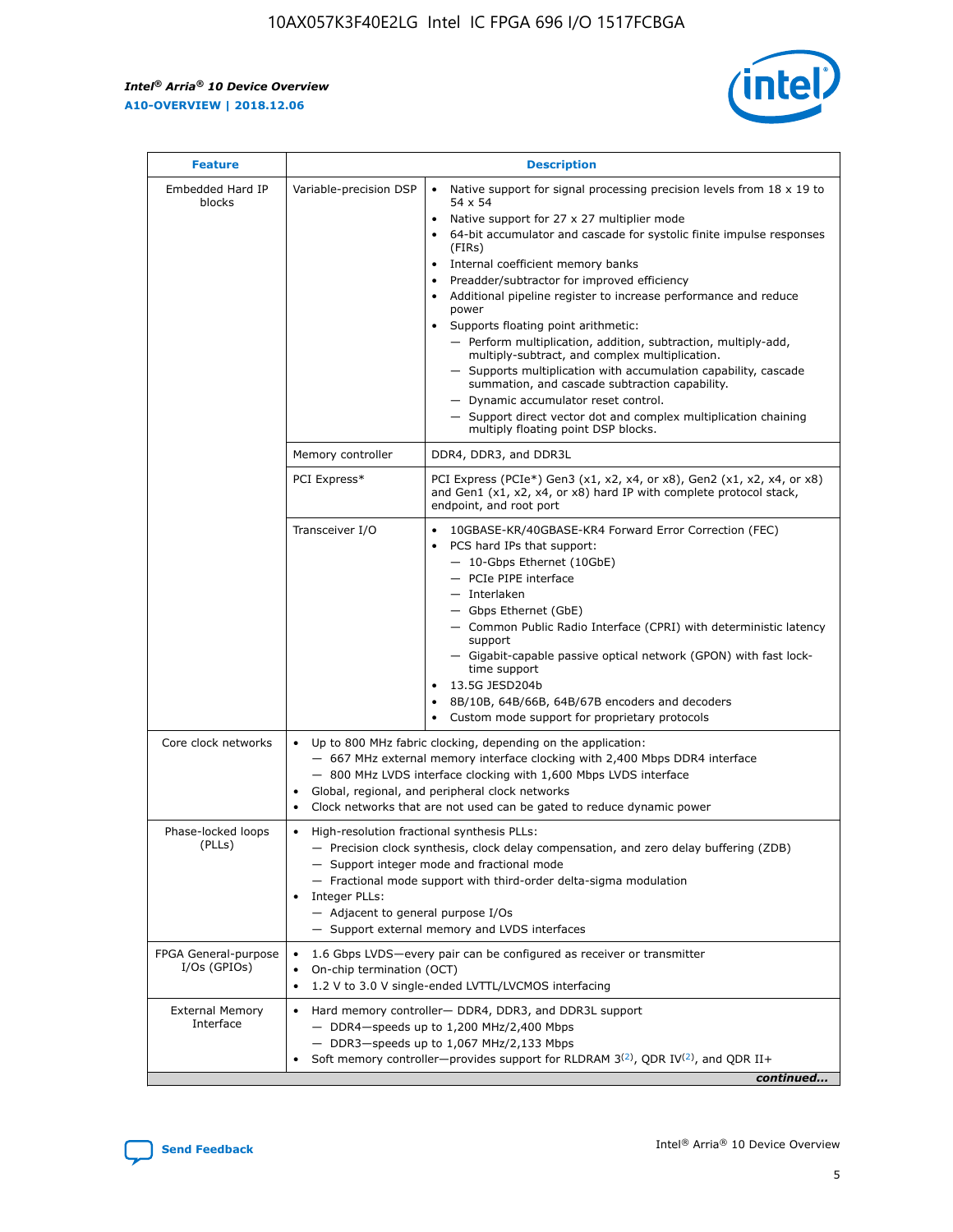| Feature | Description | |
|---|---|---|
| Embedded Hard IP blocks | Variable-precision DSP | • Native support for signal processing precision levels from 18 x 19 to 54 x 54<br>• Native support for 27 x 27 multiplier mode<br>• 64-bit accumulator and cascade for systolic finite impulse responses (FIRs)<br>• Internal coefficient memory banks<br>• Preadder/subtractor for improved efficiency<br>• Additional pipeline register to increase performance and reduce power<br>• Supports floating point arithmetic:<br>— Perform multiplication, addition, subtraction, multiply-add, multiply-subtract, and complex multiplication.<br>— Supports multiplication with accumulation capability, cascade summation, and cascade subtraction capability.<br>— Dynamic accumulator reset control.<br>— Support direct vector dot and complex multiplication chaining multiply floating point DSP blocks. |
| | Memory controller | DDR4, DDR3, and DDR3L |
| | PCI Express* | PCI Express (PCIe*) Gen3 (x1, x2, x4, or x8), Gen2 (x1, x2, x4, or x8) and Gen1 (x1, x2, x4, or x8) hard IP with complete protocol stack, endpoint, and root port |
| | Transceiver I/O | • 10GBASE-KR/40GBASE-KR4 Forward Error Correction (FEC)<br>• PCS hard IPs that support:<br>— 10-Gbps Ethernet (10GbE)<br>— PCIe PIPE interface<br>— Interlaken<br>— Gbps Ethernet (GbE)<br>— Common Public Radio Interface (CPRI) with deterministic latency support<br>— Gigabit-capable passive optical network (GPON) with fast lock-time support<br>• 13.5G JESD204b<br>• 8B/10B, 64B/66B, 64B/67B encoders and decoders<br>• Custom mode support for proprietary protocols |
| Core clock networks | • Up to 800 MHz fabric clocking, depending on the application:<br>— 667 MHz external memory interface clocking with 2,400 Mbps DDR4 interface<br>— 800 MHz LVDS interface clocking with 1,600 Mbps LVDS interface<br>• Global, regional, and peripheral clock networks<br>• Clock networks that are not used can be gated to reduce dynamic power | |
| Phase-locked loops (PLLs) | • High-resolution fractional synthesis PLLs:<br>— Precision clock synthesis, clock delay compensation, and zero delay buffering (ZDB)<br>— Support integer mode and fractional mode<br>— Fractional mode support with third-order delta-sigma modulation<br>• Integer PLLs:<br>— Adjacent to general purpose I/Os<br>— Support external memory and LVDS interfaces | |
| FPGA General-purpose I/Os (GPIOs) | • 1.6 Gbps LVDS—every pair can be configured as receiver or transmitter<br>• On-chip termination (OCT)<br>• 1.2 V to 3.0 V single-ended LVTTL/LVCMOS interfacing | |
| External Memory Interface | • Hard memory controller— DDR4, DDR3, and DDR3L support<br>— DDR4—speeds up to 1,200 MHz/2,400 Mbps<br>— DDR3—speeds up to 1,067 MHz/2,133 Mbps<br>• Soft memory controller—provides support for RLDRAM 3[(2)], QDR IV[(2)], and QDR II+ | |

*continued...*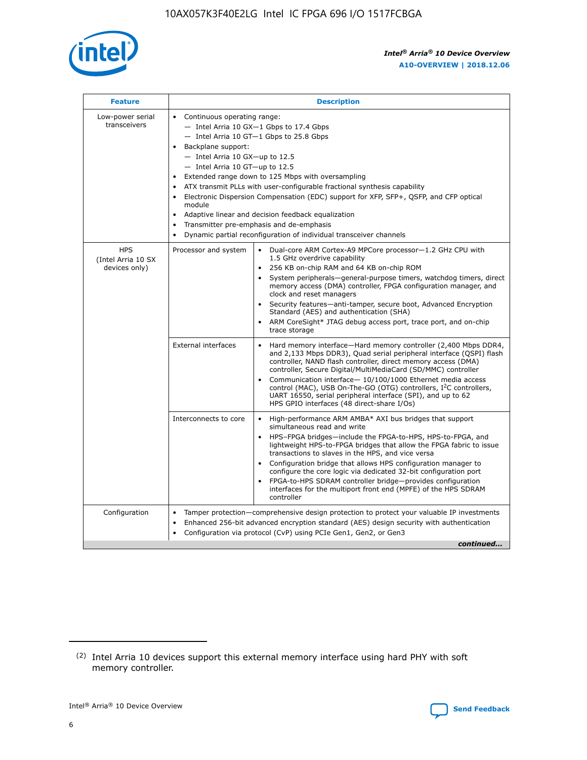| Feature | Description | |
|---|---|---|
| Low-power serial transceivers | • Continuous operating range:<br>— Intel Arria 10 GX—1 Gbps to 17.4 Gbps<br>— Intel Arria 10 GT—1 Gbps to 25.8 Gbps<br>• Backplane support:<br>— Intel Arria 10 GX—up to 12.5<br>— Intel Arria 10 GT—up to 12.5<br>• Extended range down to 125 Mbps with oversampling<br>• ATX transmit PLLs with user-configurable fractional synthesis capability<br>• Electronic Dispersion Compensation (EDC) support for XFP, SFP+, QSFP, and CFP optical module<br>• Adaptive linear and decision feedback equalization<br>• Transmitter pre-emphasis and de-emphasis<br>• Dynamic partial reconfiguration of individual transceiver channels | |
| HPS (Intel Arria 10 SX devices only) | Processor and system | • Dual-core ARM Cortex-A9 MPCore processor—1.2 GHz CPU with 1.5 GHz overdrive capability<br>• 256 KB on-chip RAM and 64 KB on-chip ROM<br>• System peripherals—general-purpose timers, watchdog timers, direct memory access (DMA) controller, FPGA configuration manager, and clock and reset managers<br>• Security features—anti-tamper, secure boot, Advanced Encryption Standard (AES) and authentication (SHA)<br>• ARM CoreSight* JTAG debug access port, trace port, and on-chip trace storage |
| | External interfaces | • Hard memory interface—Hard memory controller (2,400 Mbps DDR4, and 2,133 Mbps DDR3), Quad serial peripheral interface (QSPI) flash controller, NAND flash controller, direct memory access (DMA) controller, Secure Digital/MultiMediaCard (SD/MMC) controller<br>• Communication interface— 10/100/1000 Ethernet media access control (MAC), USB On-The-GO (OTG) controllers, I²C controllers, UART 16550, serial peripheral interface (SPI), and up to 62 HPS GPIO interfaces (48 direct-share I/Os) |
| | Interconnects to core | • High-performance ARM AMBA* AXI bus bridges that support simultaneous read and write<br>• HPS–FPGA bridges—include the FPGA-to-HPS, HPS-to-FPGA, and lightweight HPS-to-FPGA bridges that allow the FPGA fabric to issue transactions to slaves in the HPS, and vice versa<br>• Configuration bridge that allows HPS configuration manager to configure the core logic via dedicated 32-bit configuration port<br>• FPGA-to-HPS SDRAM controller bridge—provides configuration interfaces for the multiport front end (MPFE) of the HPS SDRAM controller |
| Configuration | • Tamper protection—comprehensive design protection to protect your valuable IP investments<br>• Enhanced 256-bit advanced encryption standard (AES) design security with authentication<br>• Configuration via protocol (CvP) using PCIe Gen1, Gen2, or Gen3 | |

*continued...*

(2) Intel Arria 10 devices support this external memory interface using hard PHY with soft memory controller.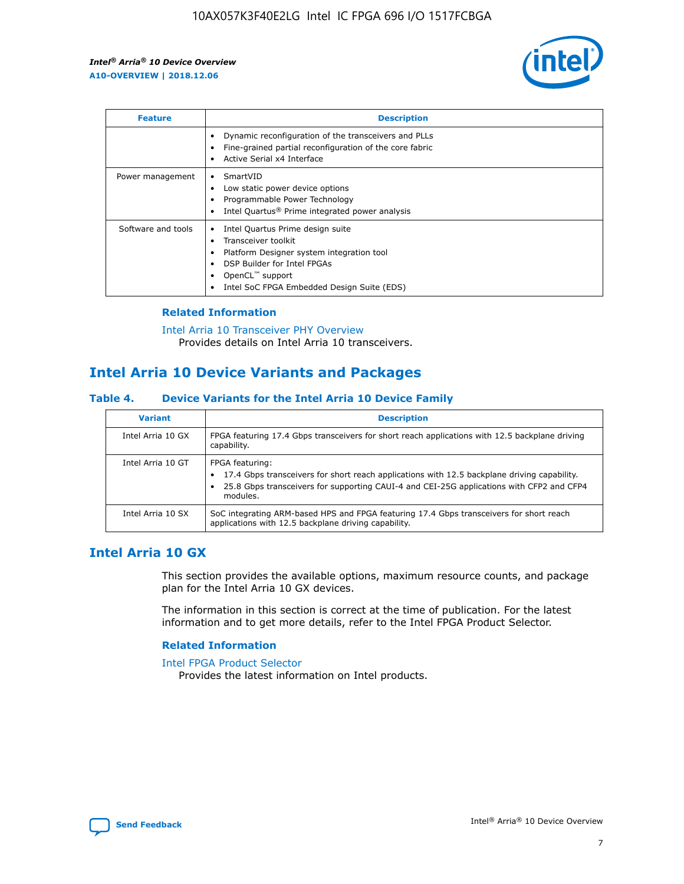| Feature | Description |
| --- | --- |
| | • Dynamic reconfiguration of the transceivers and PLLs<br>• Fine-grained partial reconfiguration of the core fabric<br>• Active Serial x4 Interface |
| Power management | • SmartVID<br>• Low static power device options<br>• Programmable Power Technology<br>• Intel Quartus® Prime integrated power analysis |
| Software and tools | • Intel Quartus Prime design suite<br>• Transceiver toolkit<br>• Platform Designer system integration tool<br>• DSP Builder for Intel FPGAs<br>• OpenCL™ support<br>• Intel SoC FPGA Embedded Design Suite (EDS) |

### Related Information

Intel Arria 10 Transceiver PHY Overview
Provides details on Intel Arria 10 transceivers.

## Intel Arria 10 Device Variants and Packages

### Table 4. Device Variants for the Intel Arria 10 Device Family

| Variant | Description |
| --- | --- |
| Intel Arria 10 GX | FPGA featuring 17.4 Gbps transceivers for short reach applications with 12.5 backplane driving capability. |
| Intel Arria 10 GT | FPGA featuring:<br>• 17.4 Gbps transceivers for short reach applications with 12.5 backplane driving capability.<br>• 25.8 Gbps transceivers for supporting CAUI-4 and CEI-25G applications with CFP2 and CFP4 modules. |
| Intel Arria 10 SX | SoC integrating ARM-based HPS and FPGA featuring 17.4 Gbps transceivers for short reach applications with 12.5 backplane driving capability. |

## Intel Arria 10 GX

This section provides the available options, maximum resource counts, and package plan for the Intel Arria 10 GX devices.

The information in this section is correct at the time of publication. For the latest information and to get more details, refer to the Intel FPGA Product Selector.

### Related Information

Intel FPGA Product Selector
Provides the latest information on Intel products.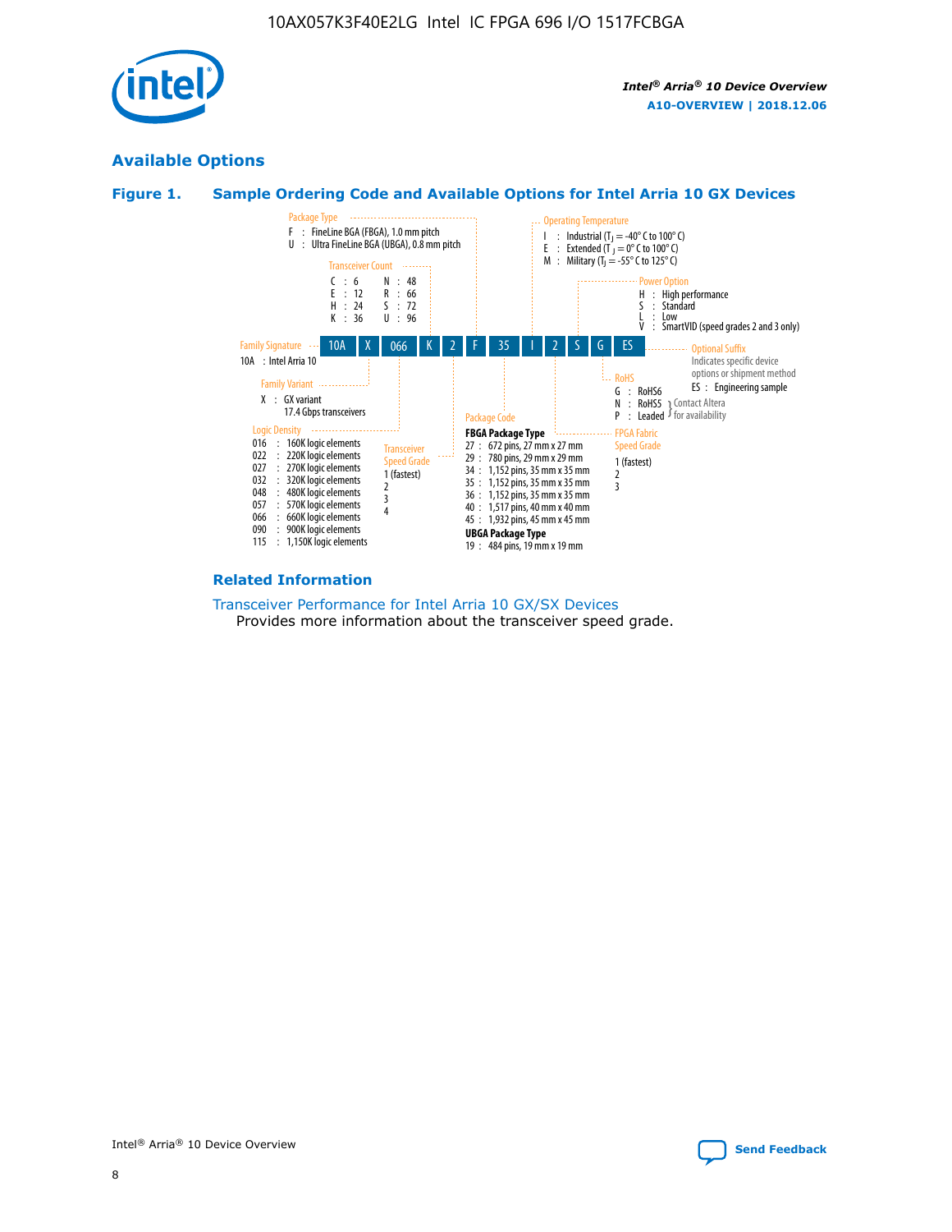## Available Options

### Figure 1. Sample Ordering Code and Available Options for Intel Arria 10 GX Devices

Sample ordering code: **10A X 066 K 2 F 35 I 2 S G ES**

**Family Signature**
- 10A : Intel Arria 10

**Family Variant**
- X : GX variant
  17.4 Gbps transceivers

**Logic Density**
- 016 : 160K logic elements
- 022 : 220K logic elements
- 027 : 270K logic elements
- 032 : 320K logic elements
- 048 : 480K logic elements
- 057 : 570K logic elements
- 066 : 660K logic elements
- 090 : 900K logic elements
- 115 : 1,150K logic elements

**Transceiver Count**
- C : 6
- E : 12
- H : 24
- K : 36
- N : 48
- R : 66
- S : 72
- U : 96

**Transceiver Speed Grade**
- 1 (fastest)
- 2
- 3
- 4

**Package Type**
- F : FineLine BGA (FBGA), 1.0 mm pitch
- U : Ultra FineLine BGA (UBGA), 0.8 mm pitch

**Package Code**

**FBGA Package Type**
- 27 : 672 pins, 27 mm x 27 mm
- 29 : 780 pins, 29 mm x 29 mm
- 34 : 1,152 pins, 35 mm x 35 mm
- 35 : 1,152 pins, 35 mm x 35 mm
- 36 : 1,152 pins, 35 mm x 35 mm
- 40 : 1,517 pins, 40 mm x 40 mm
- 45 : 1,932 pins, 45 mm x 45 mm

**UBGA Package Type**
- 19 : 484 pins, 19 mm x 19 mm

**Operating Temperature**
- I : Industrial ($T_J$ = -40° C to 100° C)
- E : Extended ($T_J$ = 0° C to 100° C)
- M : Military ($T_J$ = -55° C to 125° C)

**FPGA Fabric Speed Grade**
- 1 (fastest)
- 2
- 3

**Power Option**
- H : High performance
- S : Standard
- L : Low
- V : SmartVID (speed grades 2 and 3 only)

**RoHS**
- G : RoHS6
- N : RoHS5 (Contact Altera for availability)
- P : Leaded (Contact Altera for availability)

**Optional Suffix**

Indicates specific device options or shipment method
- ES : Engineering sample

### Related Information

Transceiver Performance for Intel Arria 10 GX/SX Devices
Provides more information about the transceiver speed grade.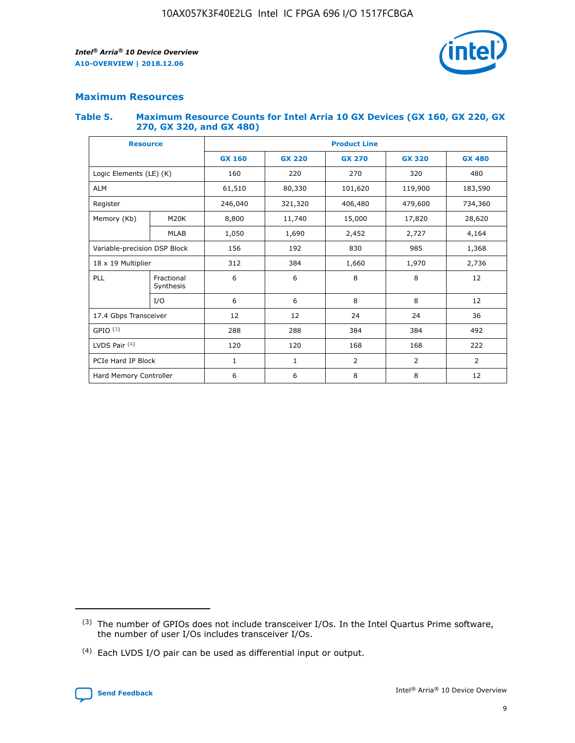## Maximum Resources

### Table 5. Maximum Resource Counts for Intel Arria 10 GX Devices (GX 160, GX 220, GX 270, GX 320, and GX 480)

| Resource | | Product Line | | | | |
|---|---|---|---|---|---|---|
| | | GX 160 | GX 220 | GX 270 | GX 320 | GX 480 |
| Logic Elements (LE) (K) | | 160 | 220 | 270 | 320 | 480 |
| ALM | | 61,510 | 80,330 | 101,620 | 119,900 | 183,590 |
| Register | | 246,040 | 321,320 | 406,480 | 479,600 | 734,360 |
| Memory (Kb) | M20K | 8,800 | 11,740 | 15,000 | 17,820 | 28,620 |
| | MLAB | 1,050 | 1,690 | 2,452 | 2,727 | 4,164 |
| Variable-precision DSP Block | | 156 | 192 | 830 | 985 | 1,368 |
| 18 x 19 Multiplier | | 312 | 384 | 1,660 | 1,970 | 2,736 |
| PLL | Fractional Synthesis | 6 | 6 | 8 | 8 | 12 |
| | I/O | 6 | 6 | 8 | 8 | 12 |
| 17.4 Gbps Transceiver | | 12 | 12 | 24 | 24 | 36 |
| GPIO [3] | | 288 | 288 | 384 | 384 | 492 |
| LVDS Pair [4] | | 120 | 120 | 168 | 168 | 222 |
| PCIe Hard IP Block | | 1 | 1 | 2 | 2 | 2 |
| Hard Memory Controller | | 6 | 6 | 8 | 8 | 12 |

(3) The number of GPIOs does not include transceiver I/Os. In the Intel Quartus Prime software, the number of user I/Os includes transceiver I/Os.

(4) Each LVDS I/O pair can be used as differential input or output.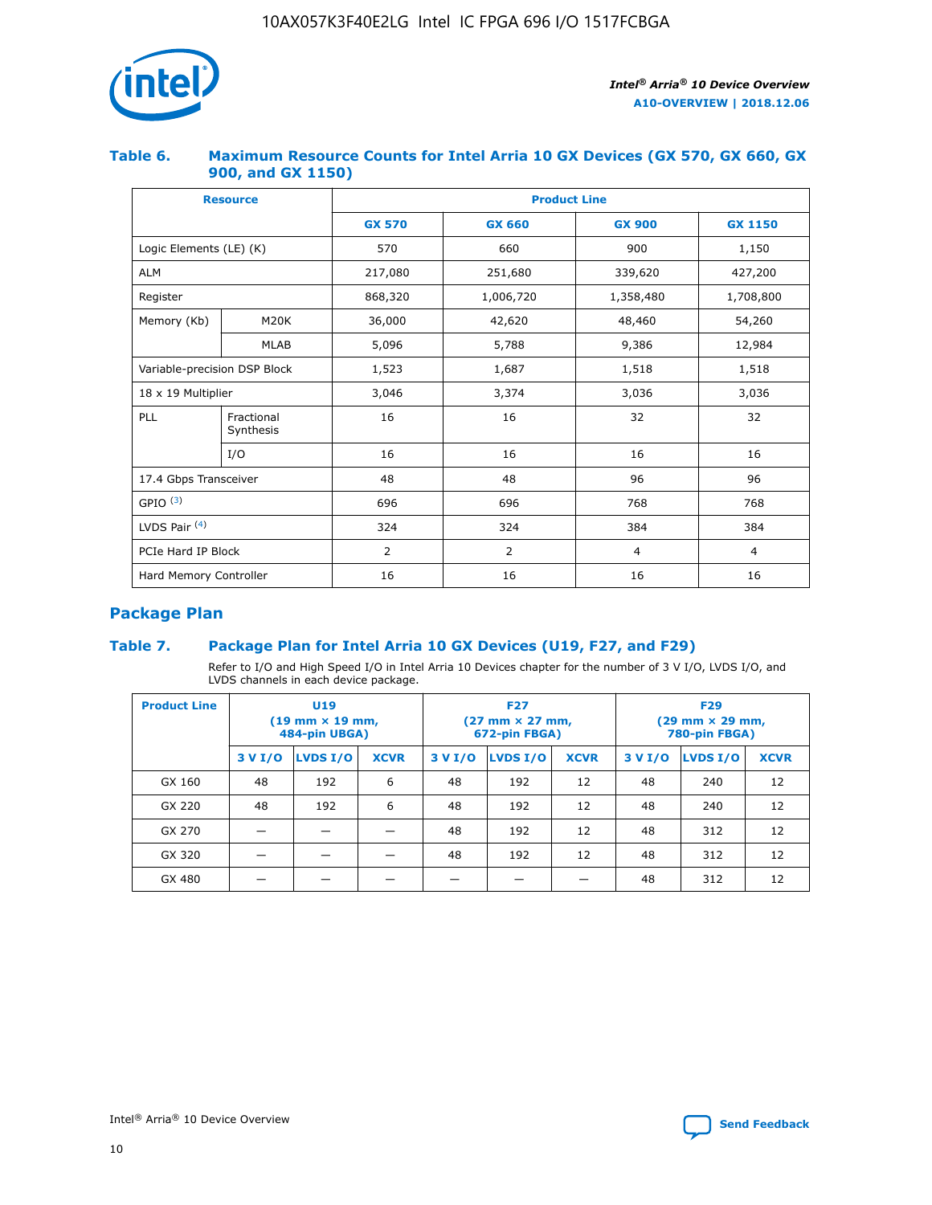### Table 6. Maximum Resource Counts for Intel Arria 10 GX Devices (GX 570, GX 660, GX 900, and GX 1150)

| Resource | | Product Line | | | |
|---|---|---|---|---|---|
| | | GX 570 | GX 660 | GX 900 | GX 1150 |
| Logic Elements (LE) (K) | | 570 | 660 | 900 | 1,150 |
| ALM | | 217,080 | 251,680 | 339,620 | 427,200 |
| Register | | 868,320 | 1,006,720 | 1,358,480 | 1,708,800 |
| Memory (Kb) | M20K | 36,000 | 42,620 | 48,460 | 54,260 |
| | MLAB | 5,096 | 5,788 | 9,386 | 12,984 |
| Variable-precision DSP Block | | 1,523 | 1,687 | 1,518 | 1,518 |
| 18 x 19 Multiplier | | 3,046 | 3,374 | 3,036 | 3,036 |
| PLL | Fractional Synthesis | 16 | 16 | 32 | 32 |
| | I/O | 16 | 16 | 16 | 16 |
| 17.4 Gbps Transceiver | | 48 | 48 | 96 | 96 |
| GPIO [(3)] | | 696 | 696 | 768 | 768 |
| LVDS Pair [(4)] | | 324 | 324 | 384 | 384 |
| PCIe Hard IP Block | | 2 | 2 | 4 | 4 |
| Hard Memory Controller | | 16 | 16 | 16 | 16 |

## Package Plan

### Table 7. Package Plan for Intel Arria 10 GX Devices (U19, F27, and F29)

Refer to I/O and High Speed I/O in Intel Arria 10 Devices chapter for the number of 3 V I/O, LVDS I/O, and LVDS channels in each device package.

| Product Line | U19 (19 mm × 19 mm, 484-pin UBGA) | | | F27 (27 mm × 27 mm, 672-pin FBGA) | | | F29 (29 mm × 29 mm, 780-pin FBGA) | | |
|---|---|---|---|---|---|---|---|---|---|
| | 3 V I/O | LVDS I/O | XCVR | 3 V I/O | LVDS I/O | XCVR | 3 V I/O | LVDS I/O | XCVR |
| GX 160 | 48 | 192 | 6 | 48 | 192 | 12 | 48 | 240 | 12 |
| GX 220 | 48 | 192 | 6 | 48 | 192 | 12 | 48 | 240 | 12 |
| GX 270 | — | — | — | 48 | 192 | 12 | 48 | 312 | 12 |
| GX 320 | — | — | — | 48 | 192 | 12 | 48 | 312 | 12 |
| GX 480 | — | — | — | — | — | — | 48 | 312 | 12 |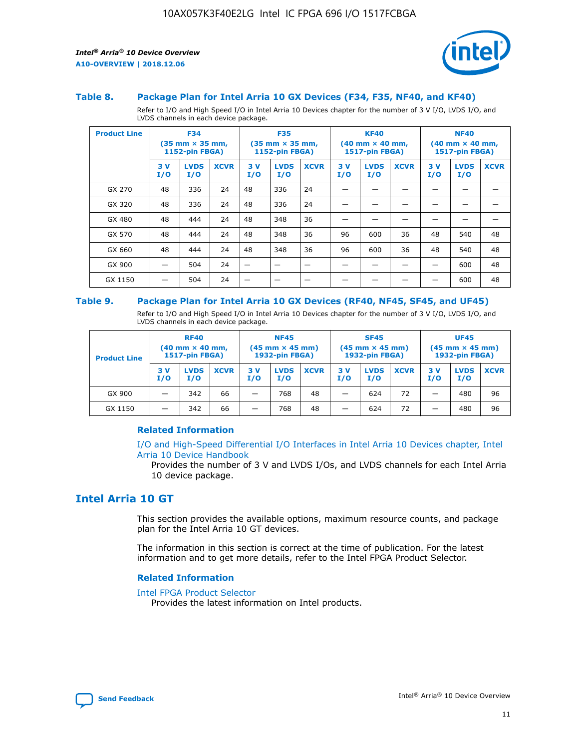### Table 8. Package Plan for Intel Arria 10 GX Devices (F34, F35, NF40, and KF40)

Refer to I/O and High Speed I/O in Intel Arria 10 Devices chapter for the number of 3 V I/O, LVDS I/O, and LVDS channels in each device package.

| Product Line | F34 (35 mm × 35 mm, 1152-pin FBGA) | | | F35 (35 mm × 35 mm, 1152-pin FBGA) | | | KF40 (40 mm × 40 mm, 1517-pin FBGA) | | | NF40 (40 mm × 40 mm, 1517-pin FBGA) | | |
|---|---|---|---|---|---|---|---|---|---|---|---|---|
| | 3 V I/O | LVDS I/O | XCVR | 3 V I/O | LVDS I/O | XCVR | 3 V I/O | LVDS I/O | XCVR | 3 V I/O | LVDS I/O | XCVR |
| GX 270 | 48 | 336 | 24 | 48 | 336 | 24 | — | — | — | — | — | — |
| GX 320 | 48 | 336 | 24 | 48 | 336 | 24 | — | — | — | — | — | — |
| GX 480 | 48 | 444 | 24 | 48 | 348 | 36 | — | — | — | — | — | — |
| GX 570 | 48 | 444 | 24 | 48 | 348 | 36 | 96 | 600 | 36 | 48 | 540 | 48 |
| GX 660 | 48 | 444 | 24 | 48 | 348 | 36 | 96 | 600 | 36 | 48 | 540 | 48 |
| GX 900 | — | 504 | 24 | — | — | — | — | — | — | — | 600 | 48 |
| GX 1150 | — | 504 | 24 | — | — | — | — | — | — | — | 600 | 48 |

### Table 9. Package Plan for Intel Arria 10 GX Devices (RF40, NF45, SF45, and UF45)

Refer to I/O and High Speed I/O in Intel Arria 10 Devices chapter for the number of 3 V I/O, LVDS I/O, and LVDS channels in each device package.

| Product Line | RF40 (40 mm × 40 mm, 1517-pin FBGA) | | | NF45 (45 mm × 45 mm) 1932-pin FBGA) | | | SF45 (45 mm × 45 mm) 1932-pin FBGA) | | | UF45 (45 mm × 45 mm) 1932-pin FBGA) | | |
|---|---|---|---|---|---|---|---|---|---|---|---|---|
| | 3 V I/O | LVDS I/O | XCVR | 3 V I/O | LVDS I/O | XCVR | 3 V I/O | LVDS I/O | XCVR | 3 V I/O | LVDS I/O | XCVR |
| GX 900 | — | 342 | 66 | — | 768 | 48 | — | 624 | 72 | — | 480 | 96 |
| GX 1150 | — | 342 | 66 | — | 768 | 48 | — | 624 | 72 | — | 480 | 96 |

#### Related Information

I/O and High-Speed Differential I/O Interfaces in Intel Arria 10 Devices chapter, Intel Arria 10 Device Handbook

Provides the number of 3 V and LVDS I/Os, and LVDS channels for each Intel Arria 10 device package.

## Intel Arria 10 GT

This section provides the available options, maximum resource counts, and package plan for the Intel Arria 10 GT devices.

The information in this section is correct at the time of publication. For the latest information and to get more details, refer to the Intel FPGA Product Selector.

#### Related Information

Intel FPGA Product Selector

Provides the latest information on Intel products.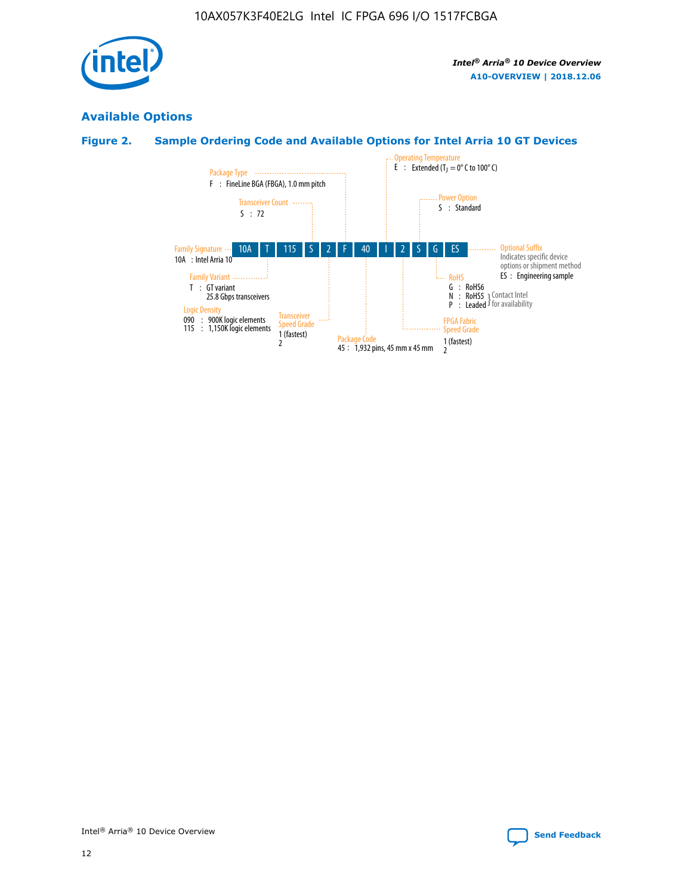## Available Options

### Figure 2. Sample Ordering Code and Available Options for Intel Arria 10 GT Devices

| 10A | T | 115 | S | 2 | F | 40 | I | 2 | S | G | ES |
|---|---|---|---|---|---|---|---|---|---|---|---|

**Family Signature**
10A : Intel Arria 10

**Family Variant**
T : GT variant
25.8 Gbps transceivers

**Logic Density**
090 : 900K logic elements
115 : 1,150K logic elements

**Transceiver Count**
S : 72

**Transceiver Speed Grade**
1 (fastest)
2

**Package Type**
F : FineLine BGA (FBGA), 1.0 mm pitch

**Package Code**
45 : 1,932 pins, 45 mm x 45 mm

**Operating Temperature**
E : Extended ($T_J$ = 0° C to 100° C)

**FPGA Fabric Speed Grade**
1 (fastest)
2

**Power Option**
S : Standard

**RoHS**
G : RoHS6
N : RoHS5 } Contact Intel for availability
P : Leaded } Contact Intel for availability

**Optional Suffix**
Indicates specific device options or shipment method
ES : Engineering sample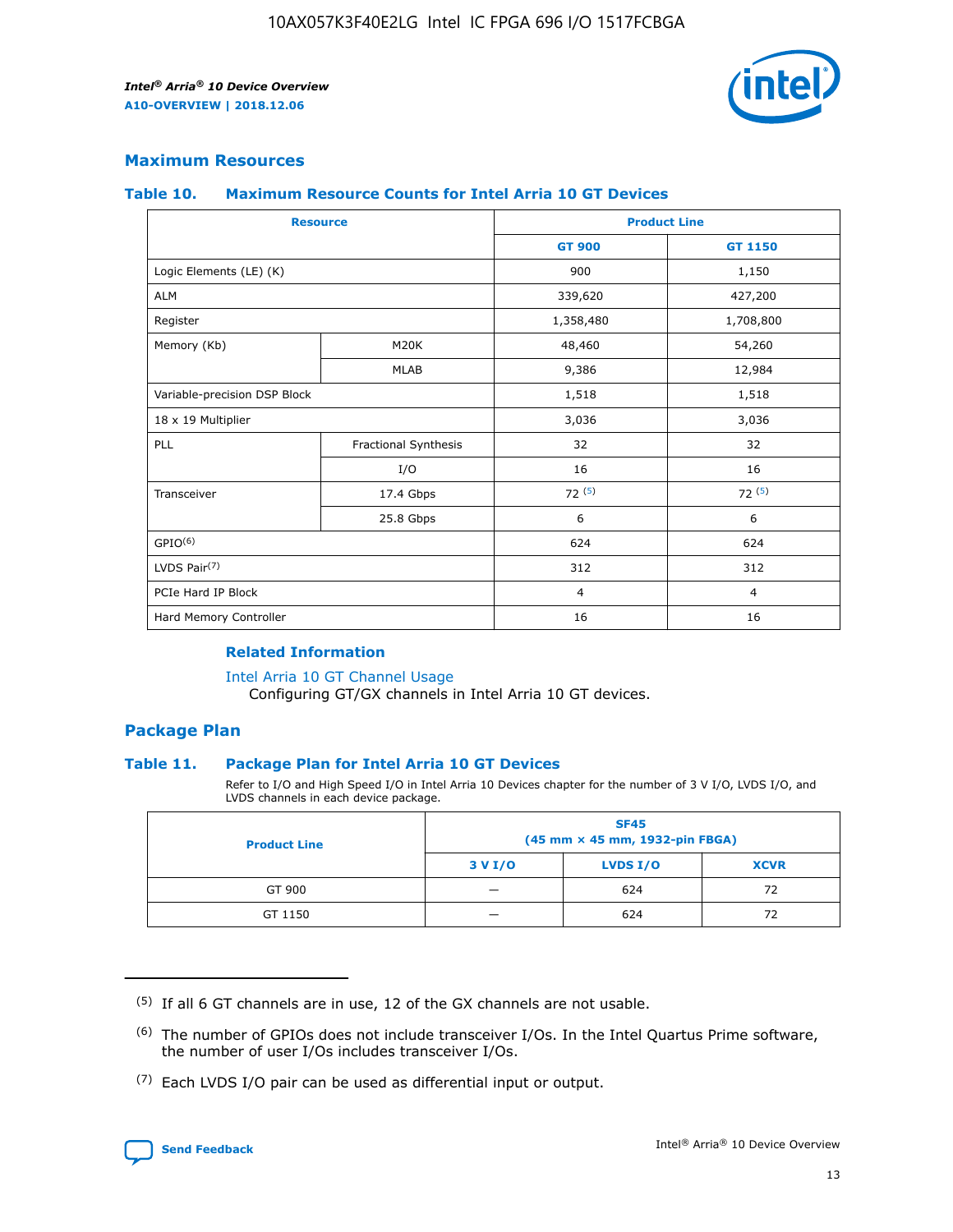## Maximum Resources

### Table 10. Maximum Resource Counts for Intel Arria 10 GT Devices

| Resource | | Product Line | |
|---|---|---|---|
| | | GT 900 | GT 1150 |
| Logic Elements (LE) (K) | | 900 | 1,150 |
| ALM | | 339,620 | 427,200 |
| Register | | 1,358,480 | 1,708,800 |
| Memory (Kb) | M20K | 48,460 | 54,260 |
| | MLAB | 9,386 | 12,984 |
| Variable-precision DSP Block | | 1,518 | 1,518 |
| 18 x 19 Multiplier | | 3,036 | 3,036 |
| PLL | Fractional Synthesis | 32 | 32 |
| | I/O | 16 | 16 |
| Transceiver | 17.4 Gbps | 72 (5) | 72 (5) |
| | 25.8 Gbps | 6 | 6 |
| GPIO(6) | | 624 | 624 |
| LVDS Pair(7) | | 312 | 312 |
| PCIe Hard IP Block | | 4 | 4 |
| Hard Memory Controller | | 16 | 16 |

### Related Information

Intel Arria 10 GT Channel Usage
Configuring GT/GX channels in Intel Arria 10 GT devices.

## Package Plan

### Table 11. Package Plan for Intel Arria 10 GT Devices

Refer to I/O and High Speed I/O in Intel Arria 10 Devices chapter for the number of 3 V I/O, LVDS I/O, and LVDS channels in each device package.

| Product Line | SF45 (45 mm × 45 mm, 1932-pin FBGA) | | |
|---|---|---|---|
| | 3 V I/O | LVDS I/O | XCVR |
| GT 900 | — | 624 | 72 |
| GT 1150 | — | 624 | 72 |

(5) If all 6 GT channels are in use, 12 of the GX channels are not usable.

(6) The number of GPIOs does not include transceiver I/Os. In the Intel Quartus Prime software, the number of user I/Os includes transceiver I/Os.

(7) Each LVDS I/O pair can be used as differential input or output.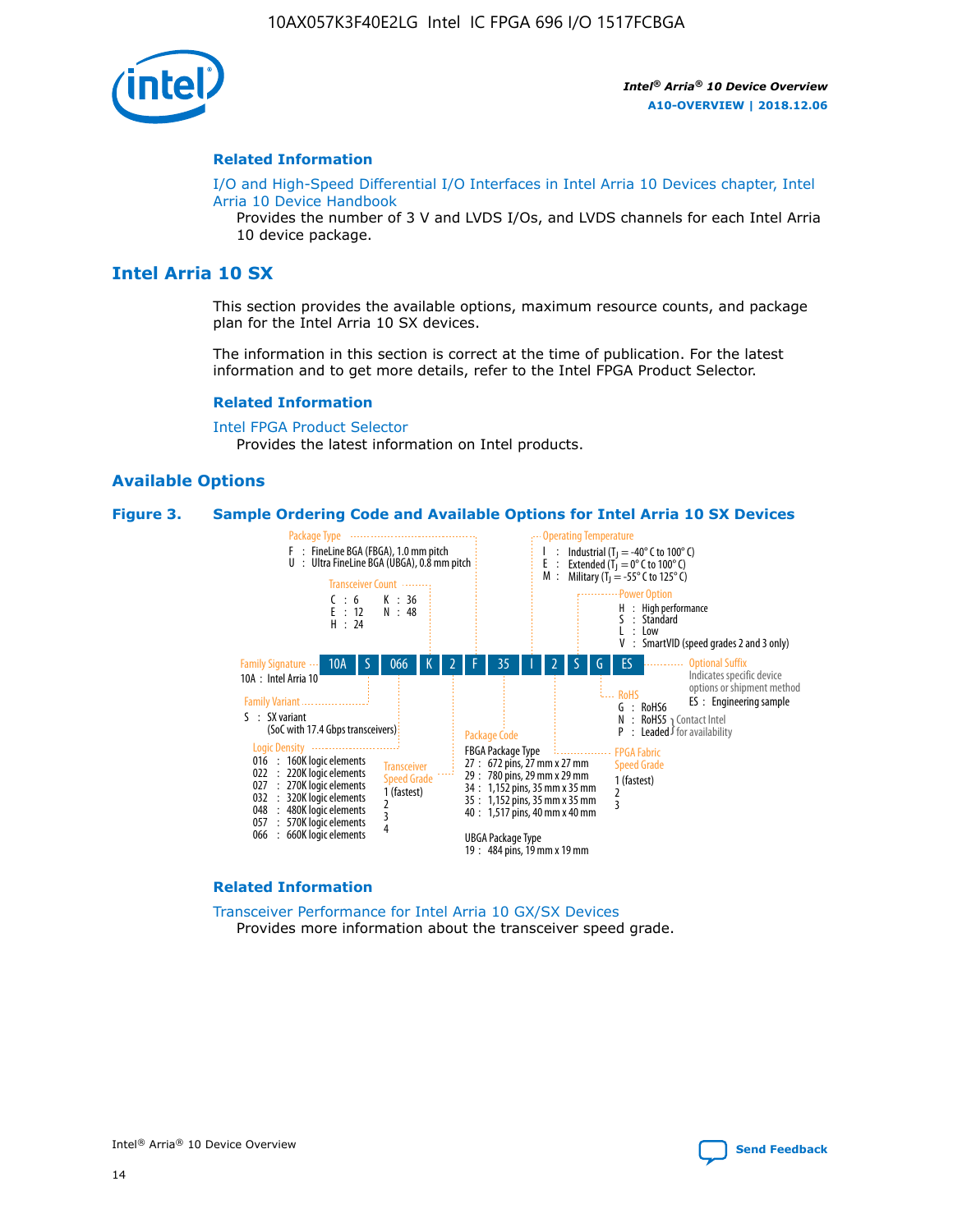### Related Information

I/O and High-Speed Differential I/O Interfaces in Intel Arria 10 Devices chapter, Intel Arria 10 Device Handbook

Provides the number of 3 V and LVDS I/Os, and LVDS channels for each Intel Arria 10 device package.

## Intel Arria 10 SX

This section provides the available options, maximum resource counts, and package plan for the Intel Arria 10 SX devices.

The information in this section is correct at the time of publication. For the latest information and to get more details, refer to the Intel FPGA Product Selector.

### Related Information

Intel FPGA Product Selector

Provides the latest information on Intel products.

### Available Options

**Figure 3. Sample Ordering Code and Available Options for Intel Arria 10 SX Devices**

Sample ordering code: 10A S 066 K 2 F 35 I 2 S G ES

- **Family Signature**
  - 10A : Intel Arria 10
- **Family Variant**
  - S : SX variant (SoC with 17.4 Gbps transceivers)
- **Logic Density**
  - 016 : 160K logic elements
  - 022 : 220K logic elements
  - 027 : 270K logic elements
  - 032 : 320K logic elements
  - 048 : 480K logic elements
  - 057 : 570K logic elements
  - 066 : 660K logic elements
- **Transceiver Count**
  - C : 6
  - E : 12
  - H : 24
  - K : 36
  - N : 48
- **Transceiver Speed Grade**
  - 1 (fastest)
  - 2
  - 3
  - 4
- **Package Type**
  - F : FineLine BGA (FBGA), 1.0 mm pitch
  - U : Ultra FineLine BGA (UBGA), 0.8 mm pitch
- **Package Code**
  - FBGA Package Type
    - 27 : 672 pins, 27 mm x 27 mm
    - 29 : 780 pins, 29 mm x 29 mm
    - 34 : 1,152 pins, 35 mm x 35 mm
    - 35 : 1,152 pins, 35 mm x 35 mm
    - 40 : 1,517 pins, 40 mm x 40 mm
  - UBGA Package Type
    - 19 : 484 pins, 19 mm x 19 mm
- **Operating Temperature**
  - I : Industrial ($T_J$ = -40° C to 100° C)
  - E : Extended ($T_J$ = 0° C to 100° C)
  - M : Military ($T_J$ = -55° C to 125° C)
- **FPGA Fabric Speed Grade**
  - 1 (fastest)
  - 2
  - 3
- **Power Option**
  - H : High performance
  - S : Standard
  - L : Low
  - V : SmartVID (speed grades 2 and 3 only)
- **RoHS**
  - G : RoHS6
  - N : RoHS5 (Contact Intel for availability)
  - P : Leaded (Contact Intel for availability)
- **Optional Suffix**
  - Indicates specific device options or shipment method
  - ES : Engineering sample

### Related Information

Transceiver Performance for Intel Arria 10 GX/SX Devices

Provides more information about the transceiver speed grade.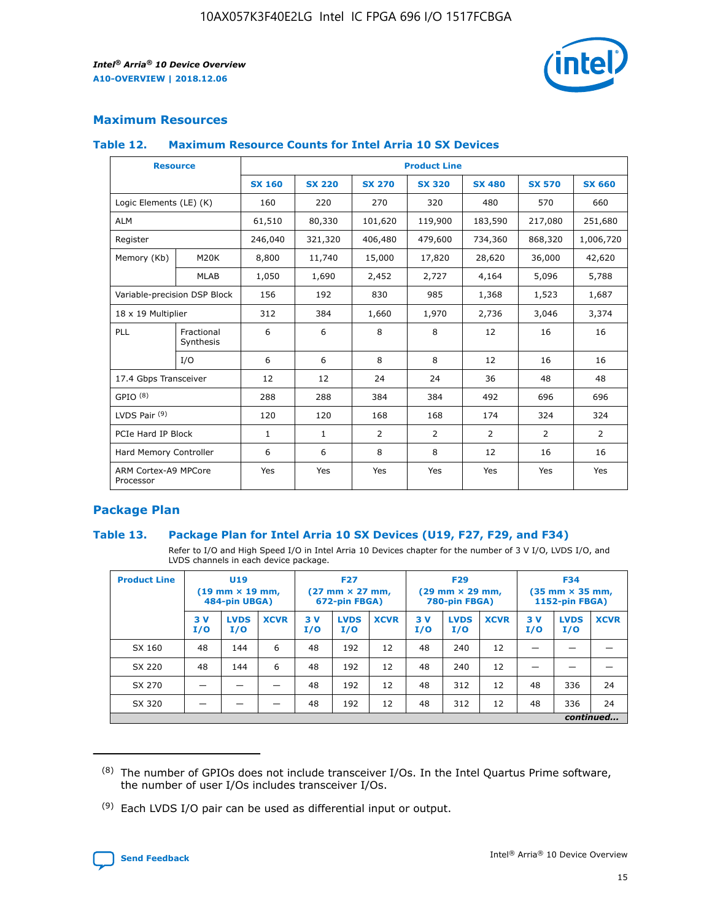## Maximum Resources

### Table 12. Maximum Resource Counts for Intel Arria 10 SX Devices

| Resource | | Product Line | | | | | | |
|---|---|---|---|---|---|---|---|---|
| | | SX 160 | SX 220 | SX 270 | SX 320 | SX 480 | SX 570 | SX 660 |
| Logic Elements (LE) (K) | | 160 | 220 | 270 | 320 | 480 | 570 | 660 |
| ALM | | 61,510 | 80,330 | 101,620 | 119,900 | 183,590 | 217,080 | 251,680 |
| Register | | 246,040 | 321,320 | 406,480 | 479,600 | 734,360 | 868,320 | 1,006,720 |
| Memory (Kb) | M20K | 8,800 | 11,740 | 15,000 | 17,820 | 28,620 | 36,000 | 42,620 |
| | MLAB | 1,050 | 1,690 | 2,452 | 2,727 | 4,164 | 5,096 | 5,788 |
| Variable-precision DSP Block | | 156 | 192 | 830 | 985 | 1,368 | 1,523 | 1,687 |
| 18 x 19 Multiplier | | 312 | 384 | 1,660 | 1,970 | 2,736 | 3,046 | 3,374 |
| PLL | Fractional Synthesis | 6 | 6 | 8 | 8 | 12 | 16 | 16 |
| | I/O | 6 | 6 | 8 | 8 | 12 | 16 | 16 |
| 17.4 Gbps Transceiver | | 12 | 12 | 24 | 24 | 36 | 48 | 48 |
| GPIO [8] | | 288 | 288 | 384 | 384 | 492 | 696 | 696 |
| LVDS Pair [9] | | 120 | 120 | 168 | 168 | 174 | 324 | 324 |
| PCIe Hard IP Block | | 1 | 1 | 2 | 2 | 2 | 2 | 2 |
| Hard Memory Controller | | 6 | 6 | 8 | 8 | 12 | 16 | 16 |
| ARM Cortex-A9 MPCore Processor | | Yes | Yes | Yes | Yes | Yes | Yes | Yes |

## Package Plan

### Table 13. Package Plan for Intel Arria 10 SX Devices (U19, F27, F29, and F34)

Refer to I/O and High Speed I/O in Intel Arria 10 Devices chapter for the number of 3 V I/O, LVDS I/O, and LVDS channels in each device package.

| Product Line | U19 (19 mm × 19 mm, 484-pin UBGA) | | | F27 (27 mm × 27 mm, 672-pin FBGA) | | | F29 (29 mm × 29 mm, 780-pin FBGA) | | | F34 (35 mm × 35 mm, 1152-pin FBGA) | | |
|---|---|---|---|---|---|---|---|---|---|---|---|---|
| | 3 V I/O | LVDS I/O | XCVR | 3 V I/O | LVDS I/O | XCVR | 3 V I/O | LVDS I/O | XCVR | 3 V I/O | LVDS I/O | XCVR |
| SX 160 | 48 | 144 | 6 | 48 | 192 | 12 | 48 | 240 | 12 | — | — | — |
| SX 220 | 48 | 144 | 6 | 48 | 192 | 12 | 48 | 240 | 12 | — | — | — |
| SX 270 | — | — | — | 48 | 192 | 12 | 48 | 312 | 12 | 48 | 336 | 24 |
| SX 320 | — | — | — | 48 | 192 | 12 | 48 | 312 | 12 | 48 | 336 | 24 |

*continued...*

(8) The number of GPIOs does not include transceiver I/Os. In the Intel Quartus Prime software, the number of user I/Os includes transceiver I/Os.

(9) Each LVDS I/O pair can be used as differential input or output.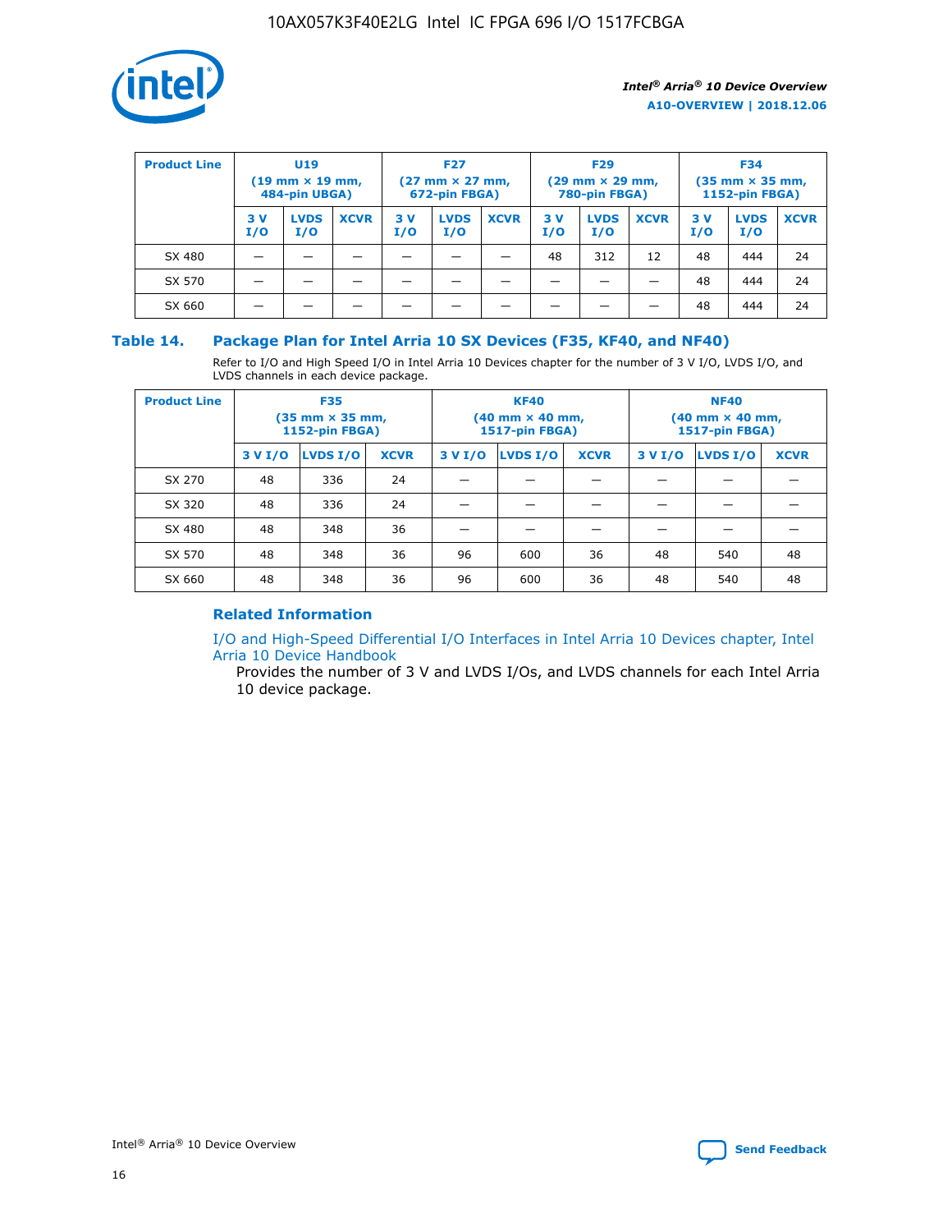| Product Line | U19 (19 mm × 19 mm, 484-pin UBGA) | | | F27 (27 mm × 27 mm, 672-pin FBGA) | | | F29 (29 mm × 29 mm, 780-pin FBGA) | | | F34 (35 mm × 35 mm, 1152-pin FBGA) | | |
|---|---|---|---|---|---|---|---|---|---|---|---|---|
| | 3 V I/O | LVDS I/O | XCVR | 3 V I/O | LVDS I/O | XCVR | 3 V I/O | LVDS I/O | XCVR | 3 V I/O | LVDS I/O | XCVR |
| SX 480 | — | — | — | — | — | — | 48 | 312 | 12 | 48 | 444 | 24 |
| SX 570 | — | — | — | — | — | — | — | — | — | 48 | 444 | 24 |
| SX 660 | — | — | — | — | — | — | — | — | — | 48 | 444 | 24 |

## Table 14. Package Plan for Intel Arria 10 SX Devices (F35, KF40, and NF40)

Refer to I/O and High Speed I/O in Intel Arria 10 Devices chapter for the number of 3 V I/O, LVDS I/O, and LVDS channels in each device package.

| Product Line | F35 (35 mm × 35 mm, 1152-pin FBGA) | | | KF40 (40 mm × 40 mm, 1517-pin FBGA) | | | NF40 (40 mm × 40 mm, 1517-pin FBGA) | | |
|---|---|---|---|---|---|---|---|---|---|
| | 3 V I/O | LVDS I/O | XCVR | 3 V I/O | LVDS I/O | XCVR | 3 V I/O | LVDS I/O | XCVR |
| SX 270 | 48 | 336 | 24 | — | — | — | — | — | — |
| SX 320 | 48 | 336 | 24 | — | — | — | — | — | — |
| SX 480 | 48 | 348 | 36 | — | — | — | — | — | — |
| SX 570 | 48 | 348 | 36 | 96 | 600 | 36 | 48 | 540 | 48 |
| SX 660 | 48 | 348 | 36 | 96 | 600 | 36 | 48 | 540 | 48 |

### Related Information

I/O and High-Speed Differential I/O Interfaces in Intel Arria 10 Devices chapter, Intel Arria 10 Device Handbook

Provides the number of 3 V and LVDS I/Os, and LVDS channels for each Intel Arria 10 device package.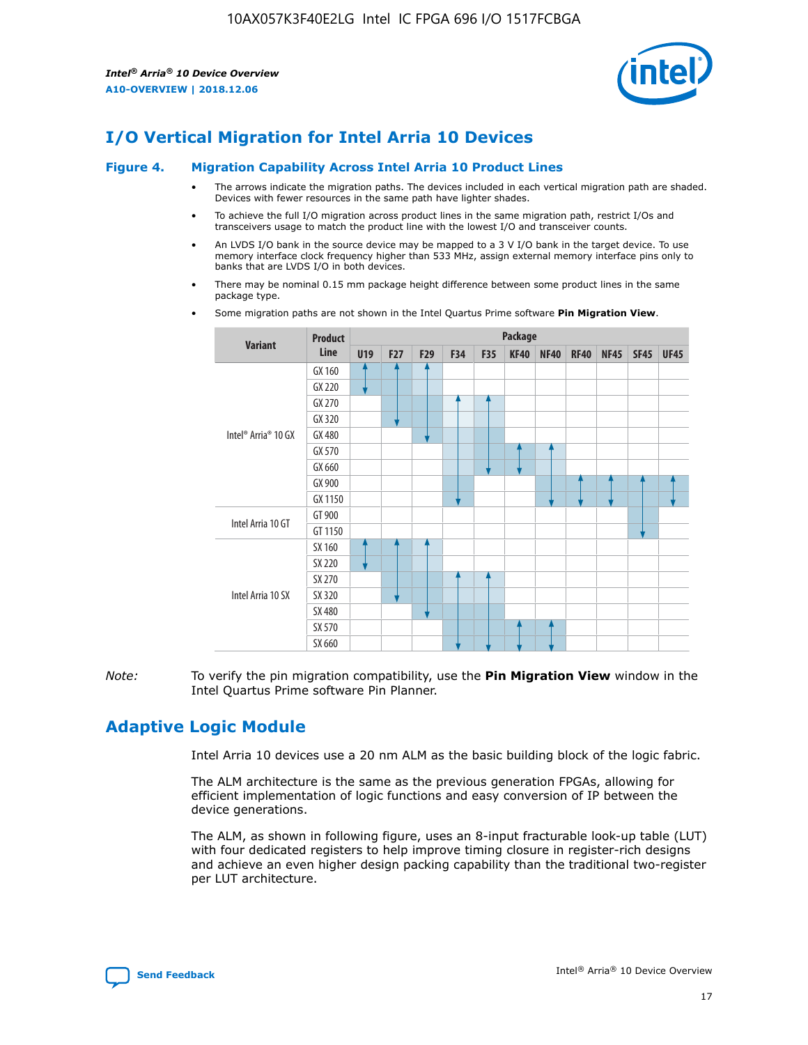# I/O Vertical Migration for Intel Arria 10 Devices

**Figure 4. Migration Capability Across Intel Arria 10 Product Lines**

- The arrows indicate the migration paths. The devices included in each vertical migration path are shaded. Devices with fewer resources in the same path have lighter shades.
- To achieve the full I/O migration across product lines in the same migration path, restrict I/Os and transceivers usage to match the product line with the lowest I/O and transceiver counts.
- An LVDS I/O bank in the source device may be mapped to a 3 V I/O bank in the target device. To use memory interface clock frequency higher than 533 MHz, assign external memory interface pins only to banks that are LVDS I/O in both devices.
- There may be nominal 0.15 mm package height difference between some product lines in the same package type.
- Some migration paths are not shown in the Intel Quartus Prime software **Pin Migration View**.

| Variant | Product Line | U19 | F27 | F29 | F34 | F35 | KF40 | NF40 | RF40 | NF45 | SF45 | UF45 |
|---|---|---|---|---|---|---|---|---|---|---|---|---|
| Intel® Arria® 10 GX | GX 160 | | | | | | | | | | | |
| | GX 220 | | | | | | | | | | | |
| | GX 270 | | | | | | | | | | | |
| | GX 320 | | | | | | | | | | | |
| | GX 480 | | | | | | | | | | | |
| | GX 570 | | | | | | | | | | | |
| | GX 660 | | | | | | | | | | | |
| | GX 900 | | | | | | | | | | | |
| | GX 1150 | | | | | | | | | | | |
| Intel Arria 10 GT | GT 900 | | | | | | | | | | | |
| | GT 1150 | | | | | | | | | | | |
| Intel Arria 10 SX | SX 160 | | | | | | | | | | | |
| | SX 220 | | | | | | | | | | | |
| | SX 270 | | | | | | | | | | | |
| | SX 320 | | | | | | | | | | | |
| | SX 480 | | | | | | | | | | | |
| | SX 570 | | | | | | | | | | | |
| | SX 660 | | | | | | | | | | | |

*Note:* To verify the pin migration compatibility, use the **Pin Migration View** window in the Intel Quartus Prime software Pin Planner.

# Adaptive Logic Module

Intel Arria 10 devices use a 20 nm ALM as the basic building block of the logic fabric.

The ALM architecture is the same as the previous generation FPGAs, allowing for efficient implementation of logic functions and easy conversion of IP between the device generations.

The ALM, as shown in following figure, uses an 8-input fracturable look-up table (LUT) with four dedicated registers to help improve timing closure in register-rich designs and achieve an even higher design packing capability than the traditional two-register per LUT architecture.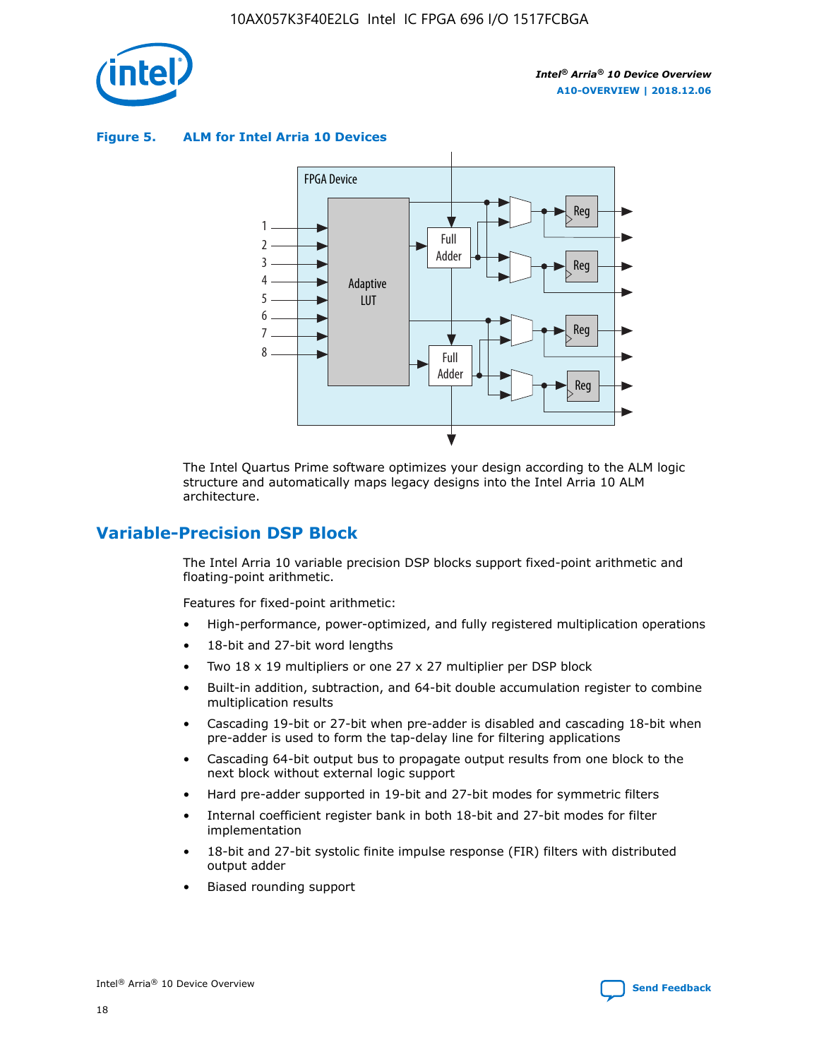**Figure 5. ALM for Intel Arria 10 Devices**

The Intel Quartus Prime software optimizes your design according to the ALM logic structure and automatically maps legacy designs into the Intel Arria 10 ALM architecture.

## Variable-Precision DSP Block

The Intel Arria 10 variable precision DSP blocks support fixed-point arithmetic and floating-point arithmetic.

Features for fixed-point arithmetic:

- High-performance, power-optimized, and fully registered multiplication operations
- 18-bit and 27-bit word lengths
- Two 18 x 19 multipliers or one 27 x 27 multiplier per DSP block
- Built-in addition, subtraction, and 64-bit double accumulation register to combine multiplication results
- Cascading 19-bit or 27-bit when pre-adder is disabled and cascading 18-bit when pre-adder is used to form the tap-delay line for filtering applications
- Cascading 64-bit output bus to propagate output results from one block to the next block without external logic support
- Hard pre-adder supported in 19-bit and 27-bit modes for symmetric filters
- Internal coefficient register bank in both 18-bit and 27-bit modes for filter implementation
- 18-bit and 27-bit systolic finite impulse response (FIR) filters with distributed output adder
- Biased rounding support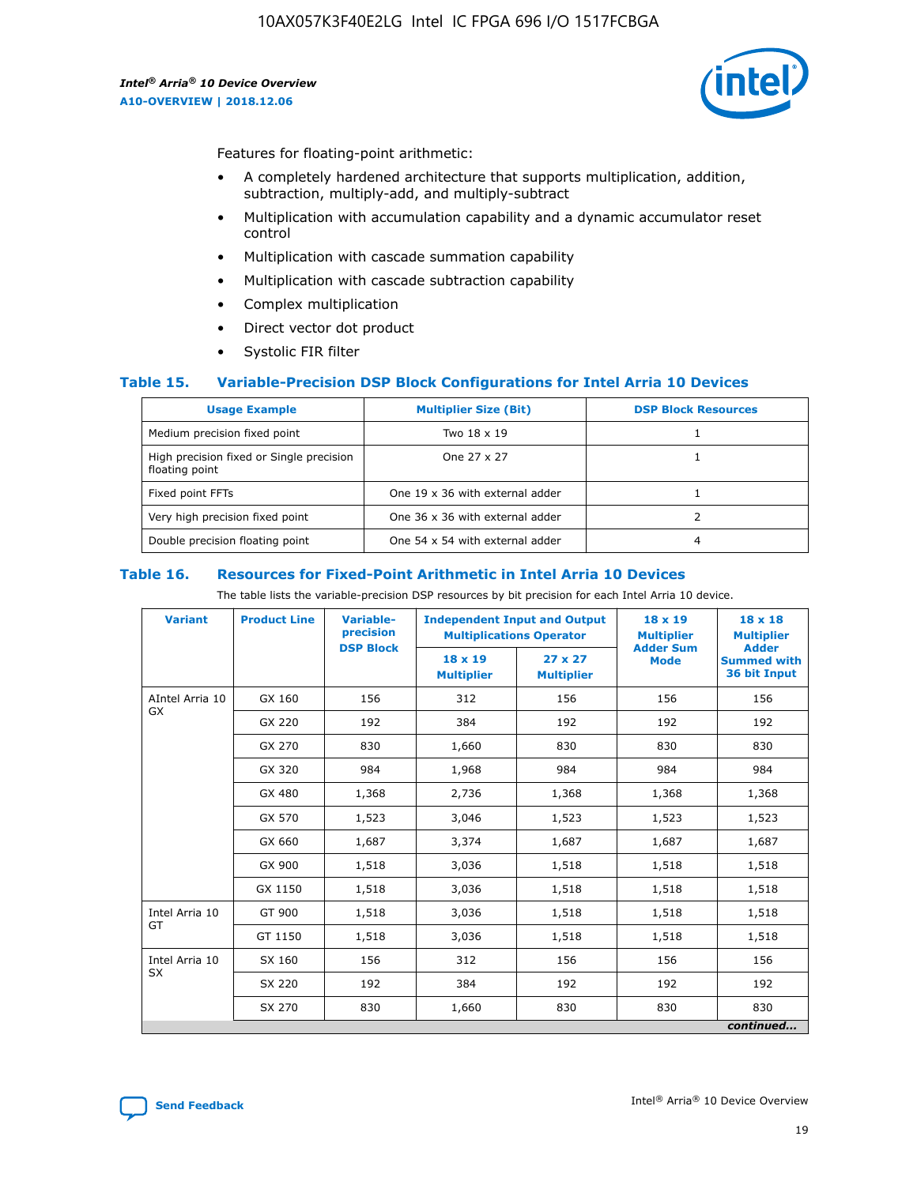Features for floating-point arithmetic:

- A completely hardened architecture that supports multiplication, addition, subtraction, multiply-add, and multiply-subtract
- Multiplication with accumulation capability and a dynamic accumulator reset control
- Multiplication with cascade summation capability
- Multiplication with cascade subtraction capability
- Complex multiplication
- Direct vector dot product
- Systolic FIR filter

### Table 15. Variable-Precision DSP Block Configurations for Intel Arria 10 Devices

| Usage Example | Multiplier Size (Bit) | DSP Block Resources |
| --- | --- | --- |
| Medium precision fixed point | Two 18 x 19 | 1 |
| High precision fixed or Single precision floating point | One 27 x 27 | 1 |
| Fixed point FFTs | One 19 x 36 with external adder | 1 |
| Very high precision fixed point | One 36 x 36 with external adder | 2 |
| Double precision floating point | One 54 x 54 with external adder | 4 |

### Table 16. Resources for Fixed-Point Arithmetic in Intel Arria 10 Devices

The table lists the variable-precision DSP resources by bit precision for each Intel Arria 10 device.

| Variant | Product Line | Variable-precision DSP Block | Independent Input and Output Multiplications Operator | | 18 x 19 Multiplier Adder Sum Mode | 18 x 18 Multiplier Adder Summed with 36 bit Input |
| --- | --- | --- | --- | --- | --- | --- |
| | | | 18 x 19 Multiplier | 27 x 27 Multiplier | | |
| AIntel Arria 10 GX | GX 160 | 156 | 312 | 156 | 156 | 156 |
| | GX 220 | 192 | 384 | 192 | 192 | 192 |
| | GX 270 | 830 | 1,660 | 830 | 830 | 830 |
| | GX 320 | 984 | 1,968 | 984 | 984 | 984 |
| | GX 480 | 1,368 | 2,736 | 1,368 | 1,368 | 1,368 |
| | GX 570 | 1,523 | 3,046 | 1,523 | 1,523 | 1,523 |
| | GX 660 | 1,687 | 3,374 | 1,687 | 1,687 | 1,687 |
| | GX 900 | 1,518 | 3,036 | 1,518 | 1,518 | 1,518 |
| | GX 1150 | 1,518 | 3,036 | 1,518 | 1,518 | 1,518 |
| Intel Arria 10 GT | GT 900 | 1,518 | 3,036 | 1,518 | 1,518 | 1,518 |
| | GT 1150 | 1,518 | 3,036 | 1,518 | 1,518 | 1,518 |
| Intel Arria 10 SX | SX 160 | 156 | 312 | 156 | 156 | 156 |
| | SX 220 | 192 | 384 | 192 | 192 | 192 |
| | SX 270 | 830 | 1,660 | 830 | 830 | 830 |

*continued...*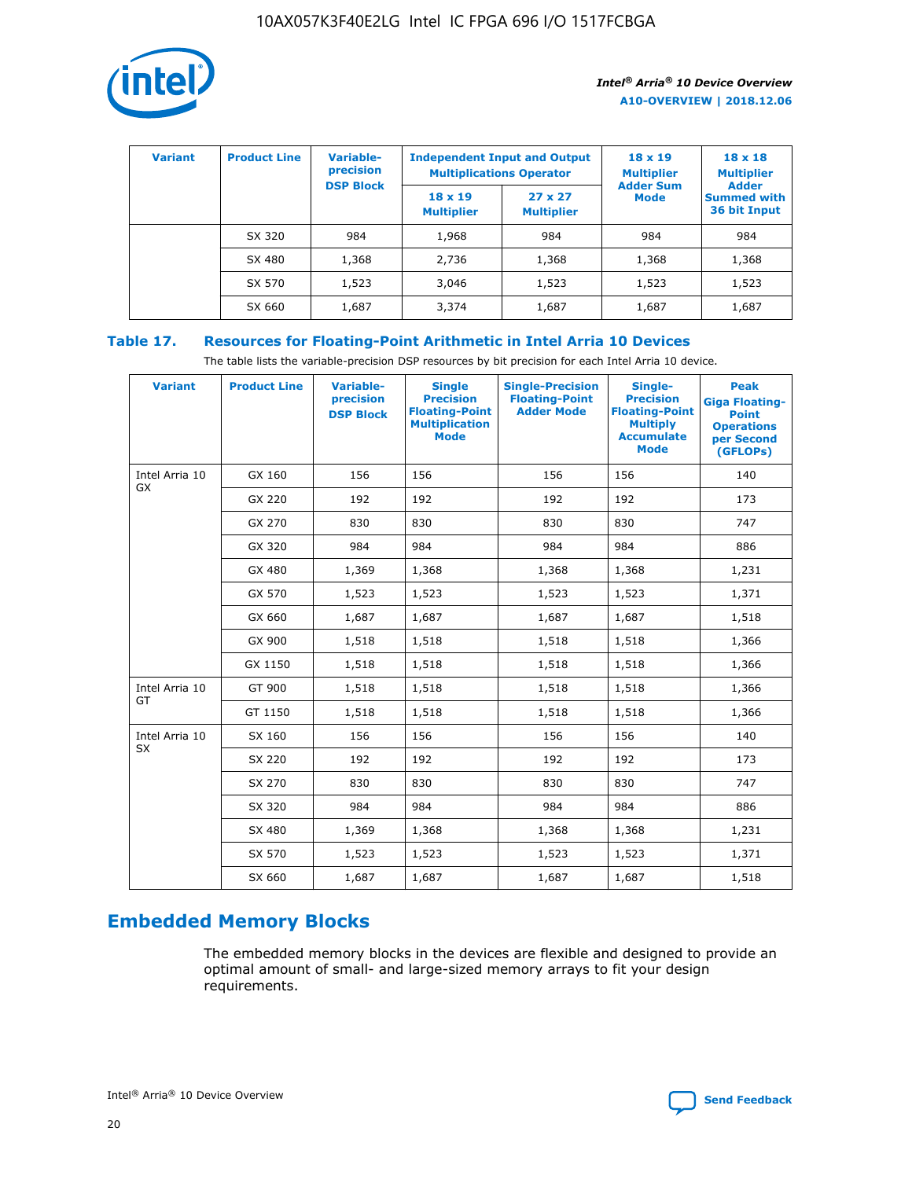| Variant | Product Line | Variable-precision DSP Block | Independent Input and Output Multiplications Operator | | 18 x 19 Multiplier Adder Sum Mode | 18 x 18 Multiplier Adder Summed with 36 bit Input |
|---|---|---|---|---|---|---|
| | | | 18 x 19 Multiplier | 27 x 27 Multiplier | | |
| | SX 320 | 984 | 1,968 | 984 | 984 | 984 |
| | SX 480 | 1,368 | 2,736 | 1,368 | 1,368 | 1,368 |
| | SX 570 | 1,523 | 3,046 | 1,523 | 1,523 | 1,523 |
| | SX 660 | 1,687 | 3,374 | 1,687 | 1,687 | 1,687 |

### Table 17. Resources for Floating-Point Arithmetic in Intel Arria 10 Devices

The table lists the variable-precision DSP resources by bit precision for each Intel Arria 10 device.

| Variant | Product Line | Variable-precision DSP Block | Single Precision Floating-Point Multiplication Mode | Single-Precision Floating-Point Adder Mode | Single-Precision Floating-Point Multiply Accumulate Mode | Peak Giga Floating-Point Operations per Second (GFLOPs) |
|---|---|---|---|---|---|---|
| Intel Arria 10 GX | GX 160 | 156 | 156 | 156 | 156 | 140 |
| | GX 220 | 192 | 192 | 192 | 192 | 173 |
| | GX 270 | 830 | 830 | 830 | 830 | 747 |
| | GX 320 | 984 | 984 | 984 | 984 | 886 |
| | GX 480 | 1,369 | 1,368 | 1,368 | 1,368 | 1,231 |
| | GX 570 | 1,523 | 1,523 | 1,523 | 1,523 | 1,371 |
| | GX 660 | 1,687 | 1,687 | 1,687 | 1,687 | 1,518 |
| | GX 900 | 1,518 | 1,518 | 1,518 | 1,518 | 1,366 |
| | GX 1150 | 1,518 | 1,518 | 1,518 | 1,518 | 1,366 |
| Intel Arria 10 GT | GT 900 | 1,518 | 1,518 | 1,518 | 1,518 | 1,366 |
| | GT 1150 | 1,518 | 1,518 | 1,518 | 1,518 | 1,366 |
| Intel Arria 10 SX | SX 160 | 156 | 156 | 156 | 156 | 140 |
| | SX 220 | 192 | 192 | 192 | 192 | 173 |
| | SX 270 | 830 | 830 | 830 | 830 | 747 |
| | SX 320 | 984 | 984 | 984 | 984 | 886 |
| | SX 480 | 1,369 | 1,368 | 1,368 | 1,368 | 1,231 |
| | SX 570 | 1,523 | 1,523 | 1,523 | 1,523 | 1,371 |
| | SX 660 | 1,687 | 1,687 | 1,687 | 1,687 | 1,518 |

## Embedded Memory Blocks

The embedded memory blocks in the devices are flexible and designed to provide an optimal amount of small- and large-sized memory arrays to fit your design requirements.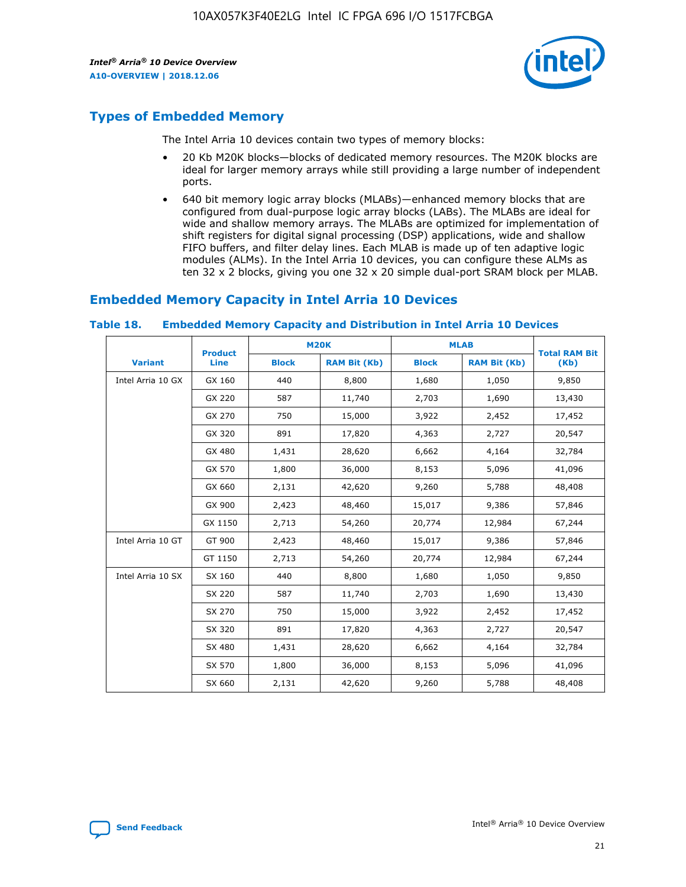## Types of Embedded Memory

The Intel Arria 10 devices contain two types of memory blocks:

- 20 Kb M20K blocks—blocks of dedicated memory resources. The M20K blocks are ideal for larger memory arrays while still providing a large number of independent ports.
- 640 bit memory logic array blocks (MLABs)—enhanced memory blocks that are configured from dual-purpose logic array blocks (LABs). The MLABs are ideal for wide and shallow memory arrays. The MLABs are optimized for implementation of shift registers for digital signal processing (DSP) applications, wide and shallow FIFO buffers, and filter delay lines. Each MLAB is made up of ten adaptive logic modules (ALMs). In the Intel Arria 10 devices, you can configure these ALMs as ten 32 x 2 blocks, giving you one 32 x 20 simple dual-port SRAM block per MLAB.

## Embedded Memory Capacity in Intel Arria 10 Devices

**Table 18. Embedded Memory Capacity and Distribution in Intel Arria 10 Devices**

| Variant | Product Line | M20K | | MLAB | | Total RAM Bit (Kb) |
|---|---|---|---|---|---|---|
| | | Block | RAM Bit (Kb) | Block | RAM Bit (Kb) | |
| Intel Arria 10 GX | GX 160 | 440 | 8,800 | 1,680 | 1,050 | 9,850 |
| | GX 220 | 587 | 11,740 | 2,703 | 1,690 | 13,430 |
| | GX 270 | 750 | 15,000 | 3,922 | 2,452 | 17,452 |
| | GX 320 | 891 | 17,820 | 4,363 | 2,727 | 20,547 |
| | GX 480 | 1,431 | 28,620 | 6,662 | 4,164 | 32,784 |
| | GX 570 | 1,800 | 36,000 | 8,153 | 5,096 | 41,096 |
| | GX 660 | 2,131 | 42,620 | 9,260 | 5,788 | 48,408 |
| | GX 900 | 2,423 | 48,460 | 15,017 | 9,386 | 57,846 |
| | GX 1150 | 2,713 | 54,260 | 20,774 | 12,984 | 67,244 |
| Intel Arria 10 GT | GT 900 | 2,423 | 48,460 | 15,017 | 9,386 | 57,846 |
| | GT 1150 | 2,713 | 54,260 | 20,774 | 12,984 | 67,244 |
| Intel Arria 10 SX | SX 160 | 440 | 8,800 | 1,680 | 1,050 | 9,850 |
| | SX 220 | 587 | 11,740 | 2,703 | 1,690 | 13,430 |
| | SX 270 | 750 | 15,000 | 3,922 | 2,452 | 17,452 |
| | SX 320 | 891 | 17,820 | 4,363 | 2,727 | 20,547 |
| | SX 480 | 1,431 | 28,620 | 6,662 | 4,164 | 32,784 |
| | SX 570 | 1,800 | 36,000 | 8,153 | 5,096 | 41,096 |
| | SX 660 | 2,131 | 42,620 | 9,260 | 5,788 | 48,408 |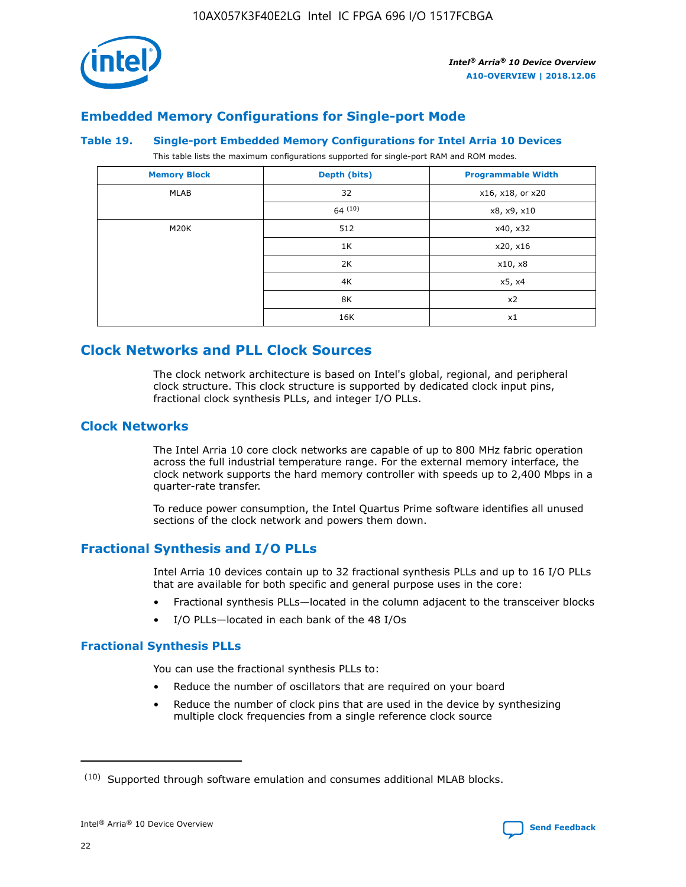## Embedded Memory Configurations for Single-port Mode

### Table 19. Single-port Embedded Memory Configurations for Intel Arria 10 Devices

This table lists the maximum configurations supported for single-port RAM and ROM modes.

| Memory Block | Depth (bits) | Programmable Width |
|---|---|---|
| MLAB | 32 | x16, x18, or x20 |
| | 64 [10] | x8, x9, x10 |
| M20K | 512 | x40, x32 |
| | 1K | x20, x16 |
| | 2K | x10, x8 |
| | 4K | x5, x4 |
| | 8K | x2 |
| | 16K | x1 |

## Clock Networks and PLL Clock Sources

The clock network architecture is based on Intel's global, regional, and peripheral clock structure. This clock structure is supported by dedicated clock input pins, fractional clock synthesis PLLs, and integer I/O PLLs.

## Clock Networks

The Intel Arria 10 core clock networks are capable of up to 800 MHz fabric operation across the full industrial temperature range. For the external memory interface, the clock network supports the hard memory controller with speeds up to 2,400 Mbps in a quarter-rate transfer.

To reduce power consumption, the Intel Quartus Prime software identifies all unused sections of the clock network and powers them down.

## Fractional Synthesis and I/O PLLs

Intel Arria 10 devices contain up to 32 fractional synthesis PLLs and up to 16 I/O PLLs that are available for both specific and general purpose uses in the core:

- Fractional synthesis PLLs—located in the column adjacent to the transceiver blocks
- I/O PLLs—located in each bank of the 48 I/Os

### Fractional Synthesis PLLs

You can use the fractional synthesis PLLs to:

- Reduce the number of oscillators that are required on your board
- Reduce the number of clock pins that are used in the device by synthesizing multiple clock frequencies from a single reference clock source

(10) Supported through software emulation and consumes additional MLAB blocks.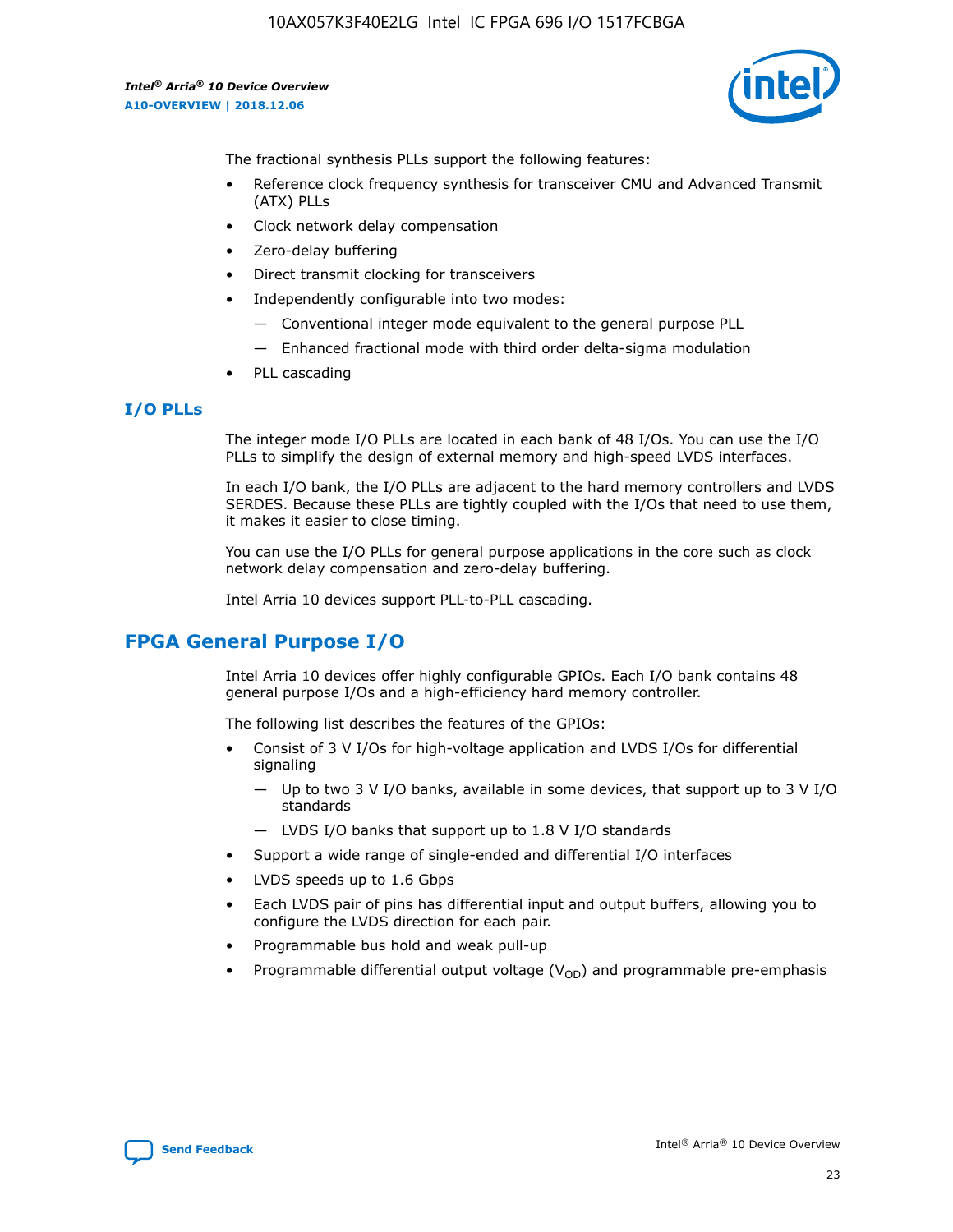The fractional synthesis PLLs support the following features:

- Reference clock frequency synthesis for transceiver CMU and Advanced Transmit (ATX) PLLs
- Clock network delay compensation
- Zero-delay buffering
- Direct transmit clocking for transceivers
- Independently configurable into two modes:
  - — Conventional integer mode equivalent to the general purpose PLL
  - — Enhanced fractional mode with third order delta-sigma modulation
- PLL cascading

### I/O PLLs

The integer mode I/O PLLs are located in each bank of 48 I/Os. You can use the I/O PLLs to simplify the design of external memory and high-speed LVDS interfaces.

In each I/O bank, the I/O PLLs are adjacent to the hard memory controllers and LVDS SERDES. Because these PLLs are tightly coupled with the I/Os that need to use them, it makes it easier to close timing.

You can use the I/O PLLs for general purpose applications in the core such as clock network delay compensation and zero-delay buffering.

Intel Arria 10 devices support PLL-to-PLL cascading.

## FPGA General Purpose I/O

Intel Arria 10 devices offer highly configurable GPIOs. Each I/O bank contains 48 general purpose I/Os and a high-efficiency hard memory controller.

The following list describes the features of the GPIOs:

- Consist of 3 V I/Os for high-voltage application and LVDS I/Os for differential signaling
  - — Up to two 3 V I/O banks, available in some devices, that support up to 3 V I/O standards
  - — LVDS I/O banks that support up to 1.8 V I/O standards
- Support a wide range of single-ended and differential I/O interfaces
- LVDS speeds up to 1.6 Gbps
- Each LVDS pair of pins has differential input and output buffers, allowing you to configure the LVDS direction for each pair.
- Programmable bus hold and weak pull-up
- Programmable differential output voltage ($V_{OD}$) and programmable pre-emphasis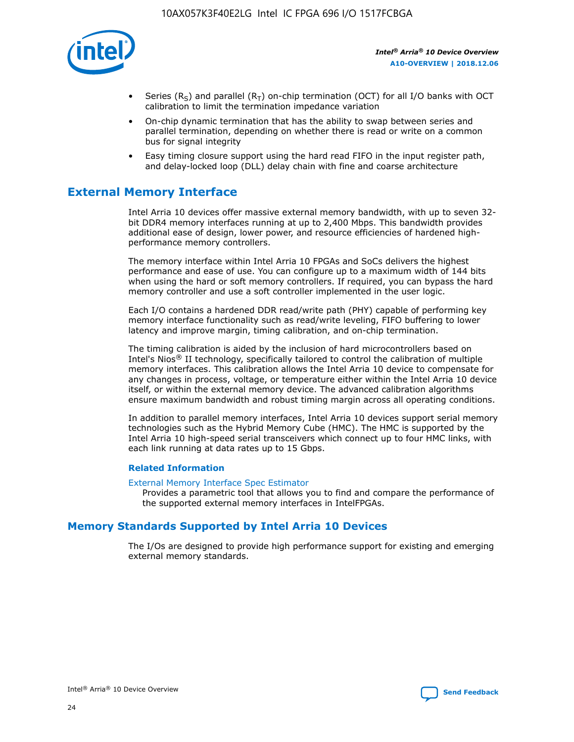- Series ($R_S$) and parallel ($R_T$) on-chip termination (OCT) for all I/O banks with OCT calibration to limit the termination impedance variation
- On-chip dynamic termination that has the ability to swap between series and parallel termination, depending on whether there is read or write on a common bus for signal integrity
- Easy timing closure support using the hard read FIFO in the input register path, and delay-locked loop (DLL) delay chain with fine and coarse architecture

## External Memory Interface

Intel Arria 10 devices offer massive external memory bandwidth, with up to seven 32-bit DDR4 memory interfaces running at up to 2,400 Mbps. This bandwidth provides additional ease of design, lower power, and resource efficiencies of hardened high-performance memory controllers.

The memory interface within Intel Arria 10 FPGAs and SoCs delivers the highest performance and ease of use. You can configure up to a maximum width of 144 bits when using the hard or soft memory controllers. If required, you can bypass the hard memory controller and use a soft controller implemented in the user logic.

Each I/O contains a hardened DDR read/write path (PHY) capable of performing key memory interface functionality such as read/write leveling, FIFO buffering to lower latency and improve margin, timing calibration, and on-chip termination.

The timing calibration is aided by the inclusion of hard microcontrollers based on Intel's Nios® II technology, specifically tailored to control the calibration of multiple memory interfaces. This calibration allows the Intel Arria 10 device to compensate for any changes in process, voltage, or temperature either within the Intel Arria 10 device itself, or within the external memory device. The advanced calibration algorithms ensure maximum bandwidth and robust timing margin across all operating conditions.

In addition to parallel memory interfaces, Intel Arria 10 devices support serial memory technologies such as the Hybrid Memory Cube (HMC). The HMC is supported by the Intel Arria 10 high-speed serial transceivers which connect up to four HMC links, with each link running at data rates up to 15 Gbps.

#### Related Information

External Memory Interface Spec Estimator
Provides a parametric tool that allows you to find and compare the performance of the supported external memory interfaces in IntelFPGAs.

## Memory Standards Supported by Intel Arria 10 Devices

The I/Os are designed to provide high performance support for existing and emerging external memory standards.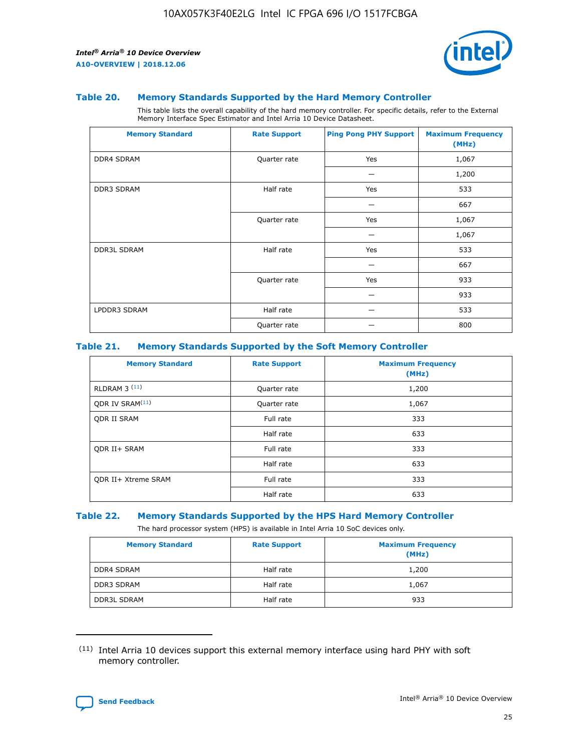### Table 20. Memory Standards Supported by the Hard Memory Controller

This table lists the overall capability of the hard memory controller. For specific details, refer to the External Memory Interface Spec Estimator and Intel Arria 10 Device Datasheet.

| Memory Standard | Rate Support | Ping Pong PHY Support | Maximum Frequency (MHz) |
|---|---|---|---|
| DDR4 SDRAM | Quarter rate | Yes | 1,067 |
| | | — | 1,200 |
| DDR3 SDRAM | Half rate | Yes | 533 |
| | | — | 667 |
| | Quarter rate | Yes | 1,067 |
| | | — | 1,067 |
| DDR3L SDRAM | Half rate | Yes | 533 |
| | | — | 667 |
| | Quarter rate | Yes | 933 |
| | | — | 933 |
| LPDDR3 SDRAM | Half rate | — | 533 |
| | Quarter rate | — | 800 |

### Table 21. Memory Standards Supported by the Soft Memory Controller

| Memory Standard | Rate Support | Maximum Frequency (MHz) |
|---|---|---|
| RLDRAM 3 [11] | Quarter rate | 1,200 |
| QDR IV SRAM[11] | Quarter rate | 1,067 |
| QDR II SRAM | Full rate | 333 |
| | Half rate | 633 |
| QDR II+ SRAM | Full rate | 333 |
| | Half rate | 633 |
| QDR II+ Xtreme SRAM | Full rate | 333 |
| | Half rate | 633 |

### Table 22. Memory Standards Supported by the HPS Hard Memory Controller

The hard processor system (HPS) is available in Intel Arria 10 SoC devices only.

| Memory Standard | Rate Support | Maximum Frequency (MHz) |
|---|---|---|
| DDR4 SDRAM | Half rate | 1,200 |
| DDR3 SDRAM | Half rate | 1,067 |
| DDR3L SDRAM | Half rate | 933 |

[11] Intel Arria 10 devices support this external memory interface using hard PHY with soft memory controller.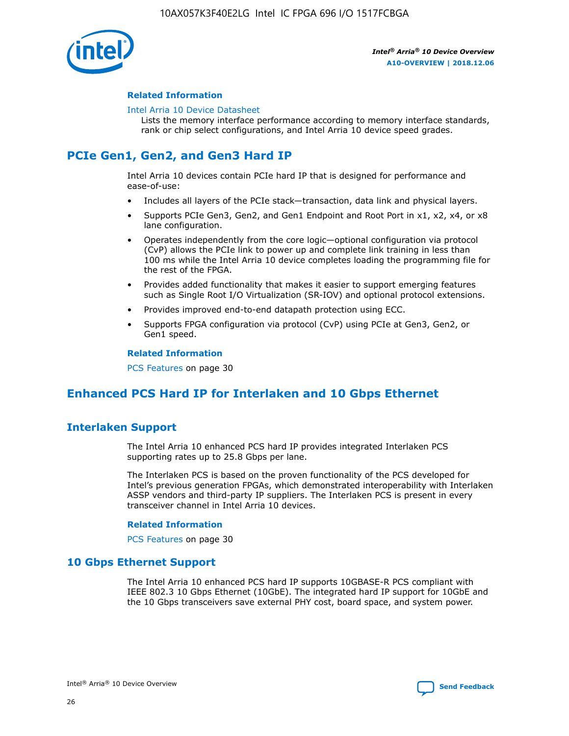#### Related Information

Intel Arria 10 Device Datasheet
Lists the memory interface performance according to memory interface standards, rank or chip select configurations, and Intel Arria 10 device speed grades.

## PCIe Gen1, Gen2, and Gen3 Hard IP

Intel Arria 10 devices contain PCIe hard IP that is designed for performance and ease-of-use:

- Includes all layers of the PCIe stack—transaction, data link and physical layers.
- Supports PCIe Gen3, Gen2, and Gen1 Endpoint and Root Port in x1, x2, x4, or x8 lane configuration.
- Operates independently from the core logic—optional configuration via protocol (CvP) allows the PCIe link to power up and complete link training in less than 100 ms while the Intel Arria 10 device completes loading the programming file for the rest of the FPGA.
- Provides added functionality that makes it easier to support emerging features such as Single Root I/O Virtualization (SR-IOV) and optional protocol extensions.
- Provides improved end-to-end datapath protection using ECC.
- Supports FPGA configuration via protocol (CvP) using PCIe at Gen3, Gen2, or Gen1 speed.

#### Related Information

PCS Features on page 30

## Enhanced PCS Hard IP for Interlaken and 10 Gbps Ethernet

### Interlaken Support

The Intel Arria 10 enhanced PCS hard IP provides integrated Interlaken PCS supporting rates up to 25.8 Gbps per lane.

The Interlaken PCS is based on the proven functionality of the PCS developed for Intel's previous generation FPGAs, which demonstrated interoperability with Interlaken ASSP vendors and third-party IP suppliers. The Interlaken PCS is present in every transceiver channel in Intel Arria 10 devices.

#### Related Information

PCS Features on page 30

### 10 Gbps Ethernet Support

The Intel Arria 10 enhanced PCS hard IP supports 10GBASE-R PCS compliant with IEEE 802.3 10 Gbps Ethernet (10GbE). The integrated hard IP support for 10GbE and the 10 Gbps transceivers save external PHY cost, board space, and system power.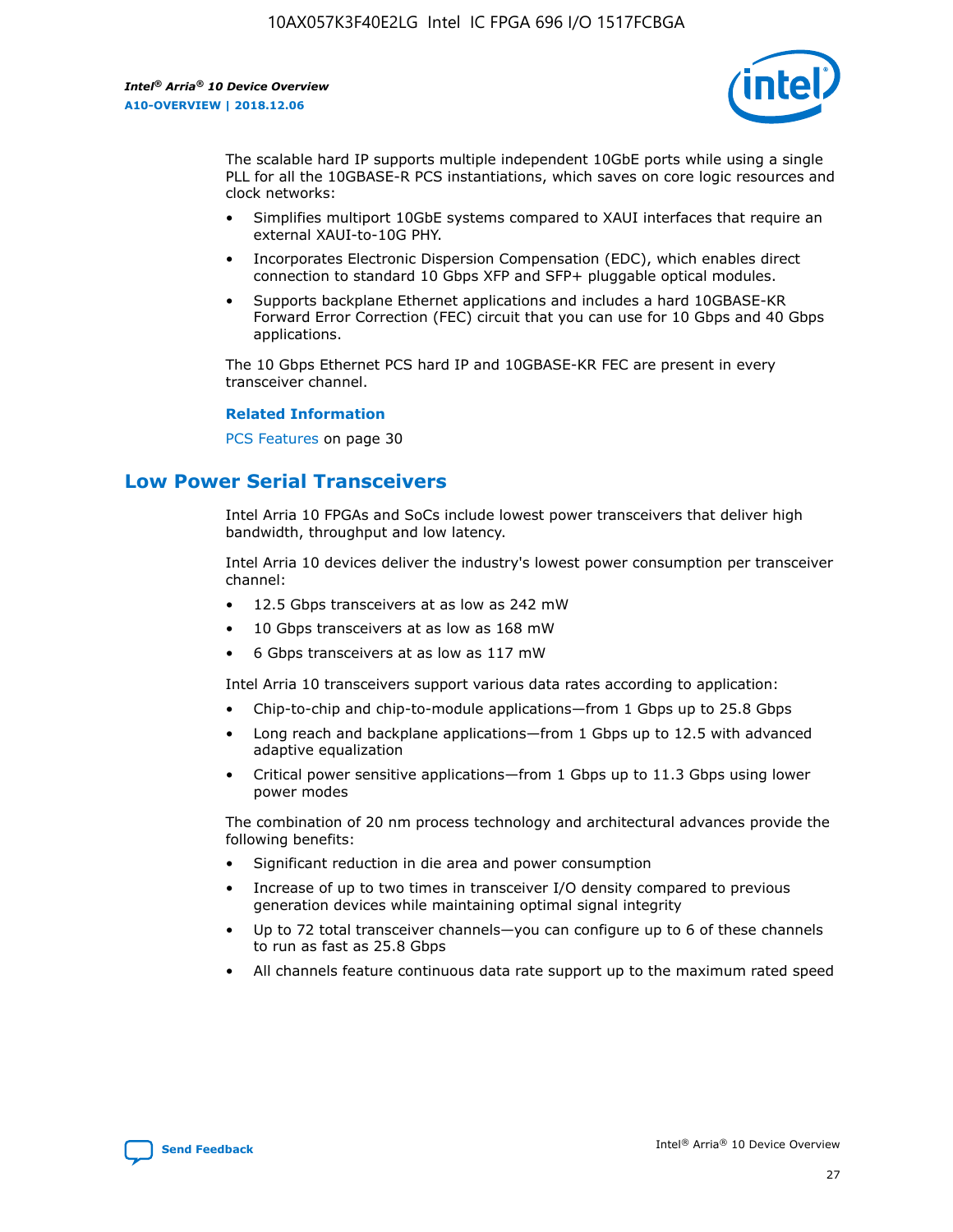The scalable hard IP supports multiple independent 10GbE ports while using a single PLL for all the 10GBASE-R PCS instantiations, which saves on core logic resources and clock networks:

- Simplifies multiport 10GbE systems compared to XAUI interfaces that require an external XAUI-to-10G PHY.
- Incorporates Electronic Dispersion Compensation (EDC), which enables direct connection to standard 10 Gbps XFP and SFP+ pluggable optical modules.
- Supports backplane Ethernet applications and includes a hard 10GBASE-KR Forward Error Correction (FEC) circuit that you can use for 10 Gbps and 40 Gbps applications.

The 10 Gbps Ethernet PCS hard IP and 10GBASE-KR FEC are present in every transceiver channel.

**Related Information**

PCS Features on page 30

## Low Power Serial Transceivers

Intel Arria 10 FPGAs and SoCs include lowest power transceivers that deliver high bandwidth, throughput and low latency.

Intel Arria 10 devices deliver the industry's lowest power consumption per transceiver channel:

- 12.5 Gbps transceivers at as low as 242 mW
- 10 Gbps transceivers at as low as 168 mW
- 6 Gbps transceivers at as low as 117 mW

Intel Arria 10 transceivers support various data rates according to application:

- Chip-to-chip and chip-to-module applications—from 1 Gbps up to 25.8 Gbps
- Long reach and backplane applications—from 1 Gbps up to 12.5 with advanced adaptive equalization
- Critical power sensitive applications—from 1 Gbps up to 11.3 Gbps using lower power modes

The combination of 20 nm process technology and architectural advances provide the following benefits:

- Significant reduction in die area and power consumption
- Increase of up to two times in transceiver I/O density compared to previous generation devices while maintaining optimal signal integrity
- Up to 72 total transceiver channels—you can configure up to 6 of these channels to run as fast as 25.8 Gbps
- All channels feature continuous data rate support up to the maximum rated speed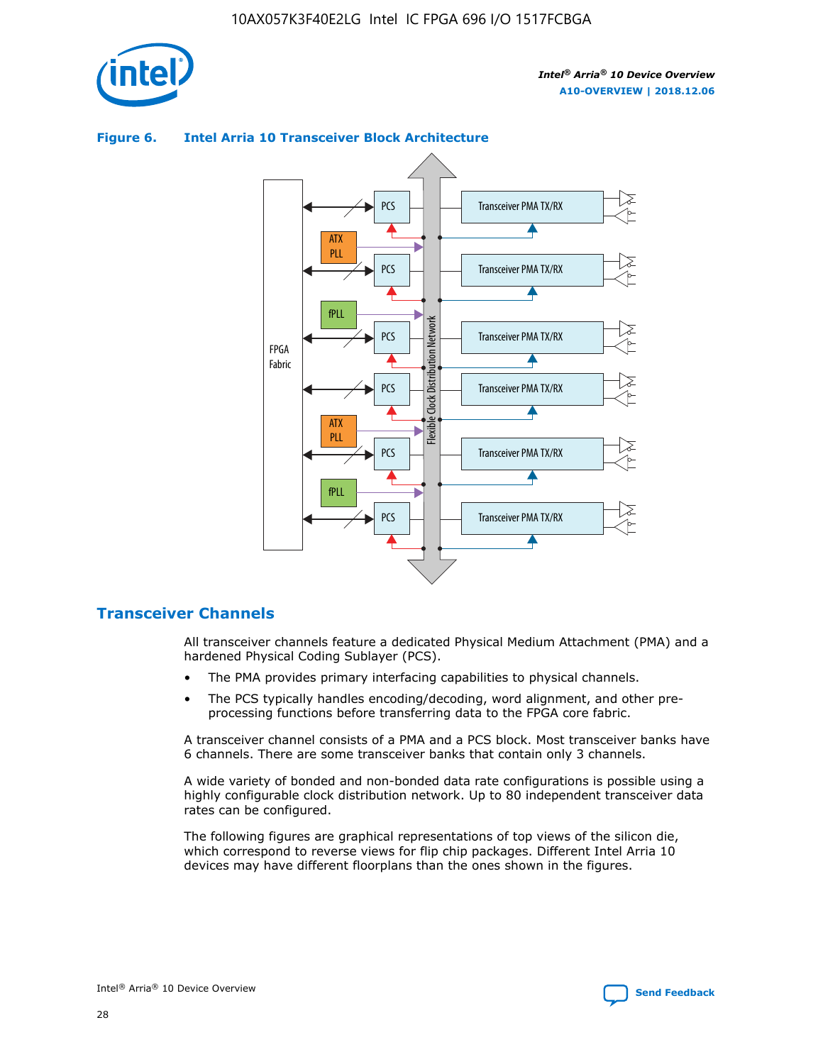**Figure 6. Intel Arria 10 Transceiver Block Architecture**

## Transceiver Channels

All transceiver channels feature a dedicated Physical Medium Attachment (PMA) and a hardened Physical Coding Sublayer (PCS).

- The PMA provides primary interfacing capabilities to physical channels.
- The PCS typically handles encoding/decoding, word alignment, and other pre-processing functions before transferring data to the FPGA core fabric.

A transceiver channel consists of a PMA and a PCS block. Most transceiver banks have 6 channels. There are some transceiver banks that contain only 3 channels.

A wide variety of bonded and non-bonded data rate configurations is possible using a highly configurable clock distribution network. Up to 80 independent transceiver data rates can be configured.

The following figures are graphical representations of top views of the silicon die, which correspond to reverse views for flip chip packages. Different Intel Arria 10 devices may have different floorplans than the ones shown in the figures.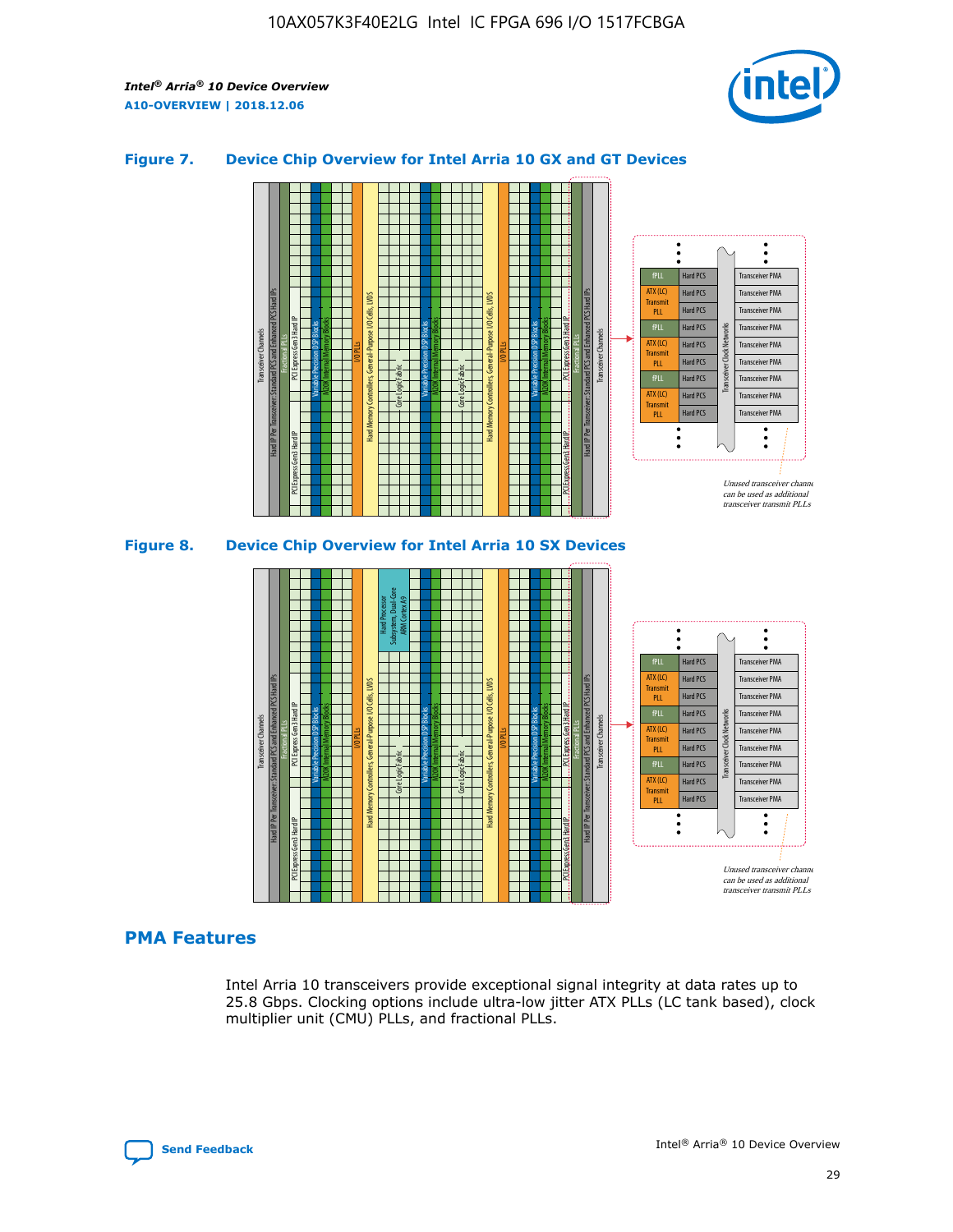## Figure 7. Device Chip Overview for Intel Arria 10 GX and GT Devices

## Figure 8. Device Chip Overview for Intel Arria 10 SX Devices

## PMA Features

Intel Arria 10 transceivers provide exceptional signal integrity at data rates up to 25.8 Gbps. Clocking options include ultra-low jitter ATX PLLs (LC tank based), clock multiplier unit (CMU) PLLs, and fractional PLLs.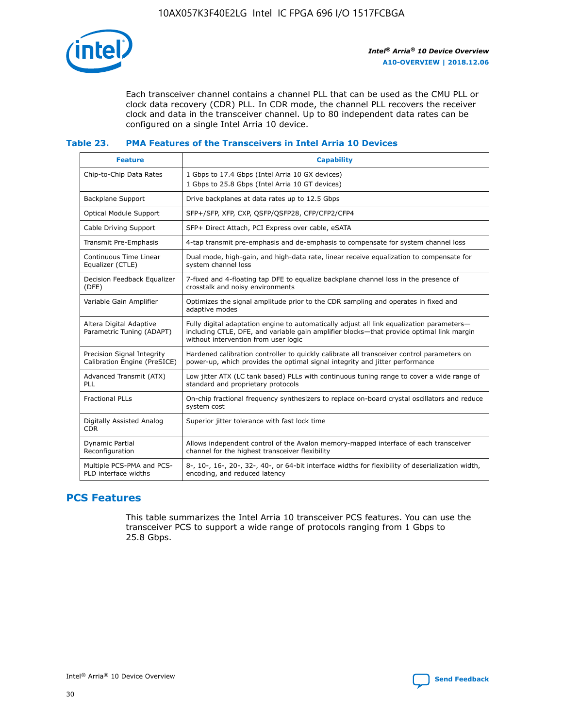Each transceiver channel contains a channel PLL that can be used as the CMU PLL or clock data recovery (CDR) PLL. In CDR mode, the channel PLL recovers the receiver clock and data in the transceiver channel. Up to 80 independent data rates can be configured on a single Intel Arria 10 device.

### Table 23. PMA Features of the Transceivers in Intel Arria 10 Devices

| Feature | Capability |
| --- | --- |
| Chip-to-Chip Data Rates | 1 Gbps to 17.4 Gbps (Intel Arria 10 GX devices)<br>1 Gbps to 25.8 Gbps (Intel Arria 10 GT devices) |
| Backplane Support | Drive backplanes at data rates up to 12.5 Gbps |
| Optical Module Support | SFP+/SFP, XFP, CXP, QSFP/QSFP28, CFP/CFP2/CFP4 |
| Cable Driving Support | SFP+ Direct Attach, PCI Express over cable, eSATA |
| Transmit Pre-Emphasis | 4-tap transmit pre-emphasis and de-emphasis to compensate for system channel loss |
| Continuous Time Linear Equalizer (CTLE) | Dual mode, high-gain, and high-data rate, linear receive equalization to compensate for system channel loss |
| Decision Feedback Equalizer (DFE) | 7-fixed and 4-floating tap DFE to equalize backplane channel loss in the presence of crosstalk and noisy environments |
| Variable Gain Amplifier | Optimizes the signal amplitude prior to the CDR sampling and operates in fixed and adaptive modes |
| Altera Digital Adaptive Parametric Tuning (ADAPT) | Fully digital adaptation engine to automatically adjust all link equalization parameters—including CTLE, DFE, and variable gain amplifier blocks—that provide optimal link margin without intervention from user logic |
| Precision Signal Integrity Calibration Engine (PreSICE) | Hardened calibration controller to quickly calibrate all transceiver control parameters on power-up, which provides the optimal signal integrity and jitter performance |
| Advanced Transmit (ATX) PLL | Low jitter ATX (LC tank based) PLLs with continuous tuning range to cover a wide range of standard and proprietary protocols |
| Fractional PLLs | On-chip fractional frequency synthesizers to replace on-board crystal oscillators and reduce system cost |
| Digitally Assisted Analog CDR | Superior jitter tolerance with fast lock time |
| Dynamic Partial Reconfiguration | Allows independent control of the Avalon memory-mapped interface of each transceiver channel for the highest transceiver flexibility |
| Multiple PCS-PMA and PCS-PLD interface widths | 8-, 10-, 16-, 20-, 32-, 40-, or 64-bit interface widths for flexibility of deserialization width, encoding, and reduced latency |

## PCS Features

This table summarizes the Intel Arria 10 transceiver PCS features. You can use the transceiver PCS to support a wide range of protocols ranging from 1 Gbps to 25.8 Gbps.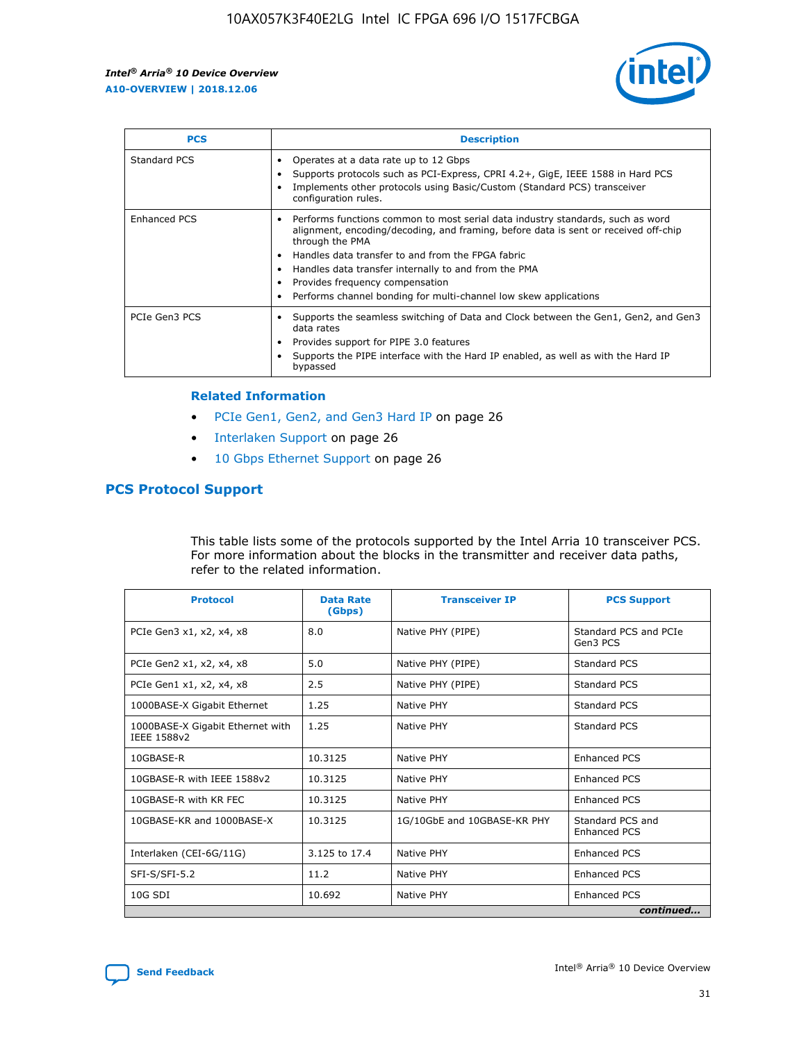| PCS | Description |
| --- | --- |
| Standard PCS | • Operates at a data rate up to 12 Gbps<br>• Supports protocols such as PCI-Express, CPRI 4.2+, GigE, IEEE 1588 in Hard PCS<br>• Implements other protocols using Basic/Custom (Standard PCS) transceiver configuration rules. |
| Enhanced PCS | • Performs functions common to most serial data industry standards, such as word alignment, encoding/decoding, and framing, before data is sent or received off-chip through the PMA<br>• Handles data transfer to and from the FPGA fabric<br>• Handles data transfer internally to and from the PMA<br>• Provides frequency compensation<br>• Performs channel bonding for multi-channel low skew applications |
| PCIe Gen3 PCS | • Supports the seamless switching of Data and Clock between the Gen1, Gen2, and Gen3 data rates<br>• Provides support for PIPE 3.0 features<br>• Supports the PIPE interface with the Hard IP enabled, as well as with the Hard IP bypassed |

### Related Information

- PCIe Gen1, Gen2, and Gen3 Hard IP on page 26
- Interlaken Support on page 26
- 10 Gbps Ethernet Support on page 26

## PCS Protocol Support

This table lists some of the protocols supported by the Intel Arria 10 transceiver PCS. For more information about the blocks in the transmitter and receiver data paths, refer to the related information.

| Protocol | Data Rate (Gbps) | Transceiver IP | PCS Support |
| --- | --- | --- | --- |
| PCIe Gen3 x1, x2, x4, x8 | 8.0 | Native PHY (PIPE) | Standard PCS and PCIe Gen3 PCS |
| PCIe Gen2 x1, x2, x4, x8 | 5.0 | Native PHY (PIPE) | Standard PCS |
| PCIe Gen1 x1, x2, x4, x8 | 2.5 | Native PHY (PIPE) | Standard PCS |
| 1000BASE-X Gigabit Ethernet | 1.25 | Native PHY | Standard PCS |
| 1000BASE-X Gigabit Ethernet with IEEE 1588v2 | 1.25 | Native PHY | Standard PCS |
| 10GBASE-R | 10.3125 | Native PHY | Enhanced PCS |
| 10GBASE-R with IEEE 1588v2 | 10.3125 | Native PHY | Enhanced PCS |
| 10GBASE-R with KR FEC | 10.3125 | Native PHY | Enhanced PCS |
| 10GBASE-KR and 1000BASE-X | 10.3125 | 1G/10GbE and 10GBASE-KR PHY | Standard PCS and Enhanced PCS |
| Interlaken (CEI-6G/11G) | 3.125 to 17.4 | Native PHY | Enhanced PCS |
| SFI-S/SFI-5.2 | 11.2 | Native PHY | Enhanced PCS |
| 10G SDI | 10.692 | Native PHY | Enhanced PCS |

*continued...*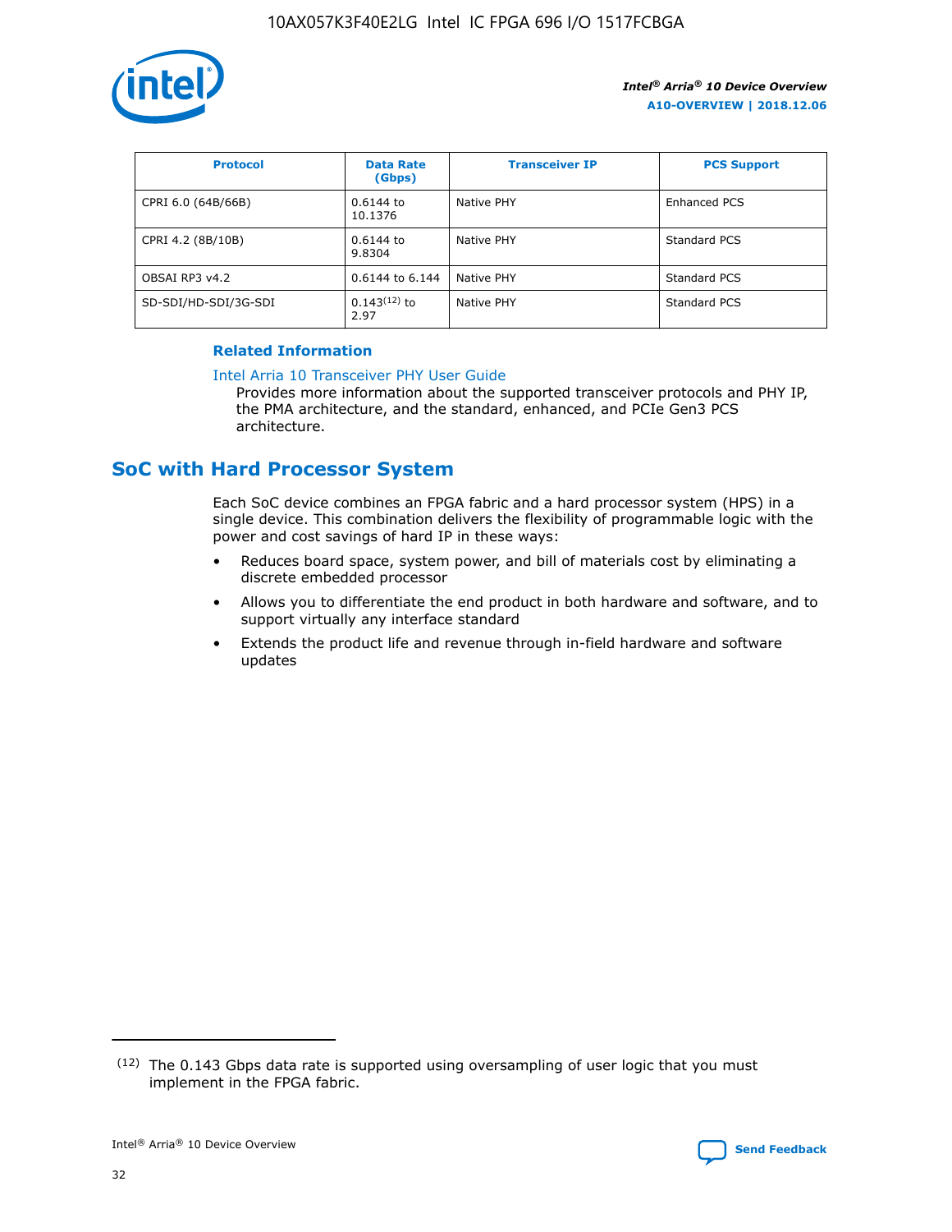| Protocol | Data Rate (Gbps) | Transceiver IP | PCS Support |
| --- | --- | --- | --- |
| CPRI 6.0 (64B/66B) | 0.6144 to 10.1376 | Native PHY | Enhanced PCS |
| CPRI 4.2 (8B/10B) | 0.6144 to 9.8304 | Native PHY | Standard PCS |
| OBSAI RP3 v4.2 | 0.6144 to 6.144 | Native PHY | Standard PCS |
| SD-SDI/HD-SDI/3G-SDI | 0.143[12] to 2.97 | Native PHY | Standard PCS |

**Related Information**

Intel Arria 10 Transceiver PHY User Guide
Provides more information about the supported transceiver protocols and PHY IP, the PMA architecture, and the standard, enhanced, and PCIe Gen3 PCS architecture.

## SoC with Hard Processor System

Each SoC device combines an FPGA fabric and a hard processor system (HPS) in a single device. This combination delivers the flexibility of programmable logic with the power and cost savings of hard IP in these ways:

- Reduces board space, system power, and bill of materials cost by eliminating a discrete embedded processor
- Allows you to differentiate the end product in both hardware and software, and to support virtually any interface standard
- Extends the product life and revenue through in-field hardware and software updates

[12] The 0.143 Gbps data rate is supported using oversampling of user logic that you must implement in the FPGA fabric.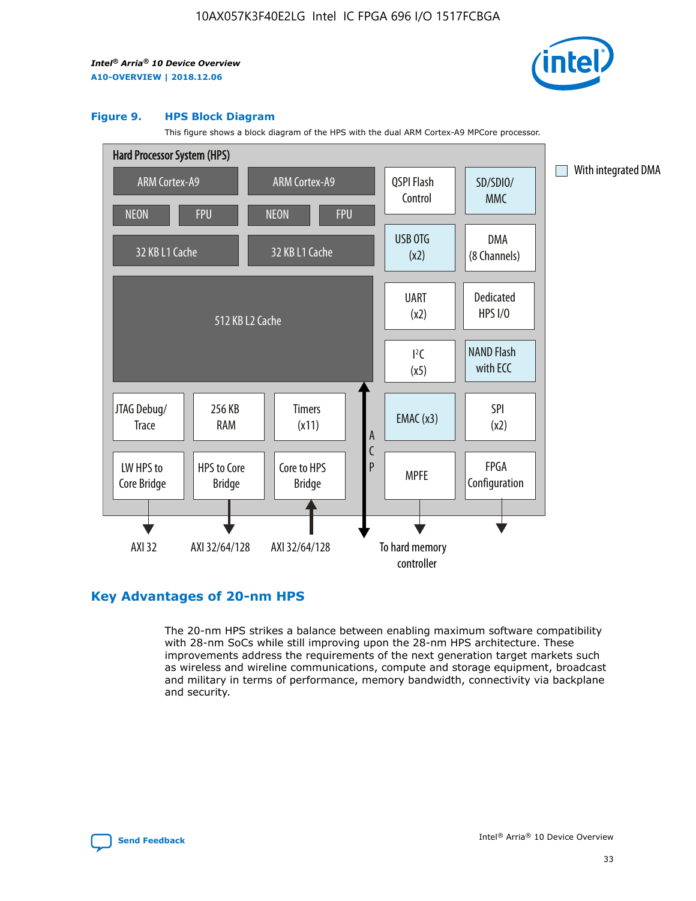**Figure 9. HPS Block Diagram**

This figure shows a block diagram of the HPS with the dual ARM Cortex-A9 MPCore processor.

## Key Advantages of 20-nm HPS

The 20-nm HPS strikes a balance between enabling maximum software compatibility with 28-nm SoCs while still improving upon the 28-nm HPS architecture. These improvements address the requirements of the next generation target markets such as wireless and wireline communications, compute and storage equipment, broadcast and military in terms of performance, memory bandwidth, connectivity via backplane and security.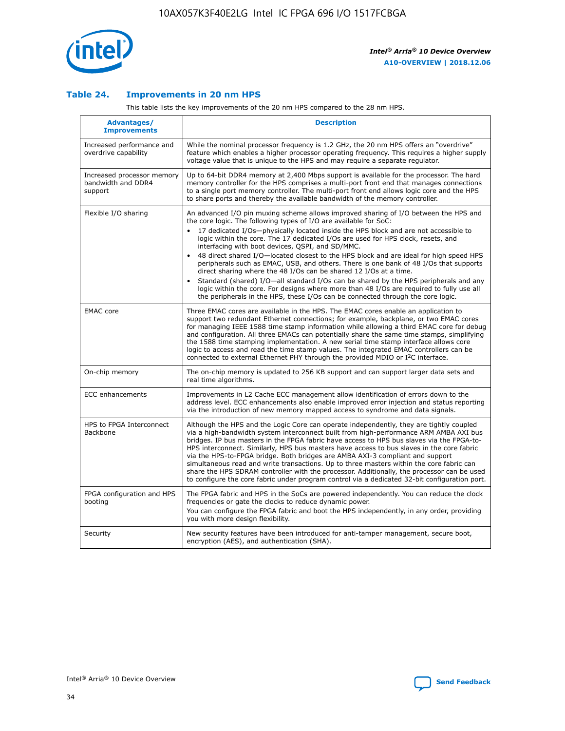### Table 24. Improvements in 20 nm HPS

This table lists the key improvements of the 20 nm HPS compared to the 28 nm HPS.

| Advantages/ Improvements | Description |
|---|---|
| Increased performance and overdrive capability | While the nominal processor frequency is 1.2 GHz, the 20 nm HPS offers an "overdrive" feature which enables a higher processor operating frequency. This requires a higher supply voltage value that is unique to the HPS and may require a separate regulator. |
| Increased processor memory bandwidth and DDR4 support | Up to 64-bit DDR4 memory at 2,400 Mbps support is available for the processor. The hard memory controller for the HPS comprises a multi-port front end that manages connections to a single port memory controller. The multi-port front end allows logic core and the HPS to share ports and thereby the available bandwidth of the memory controller. |
| Flexible I/O sharing | An advanced I/O pin muxing scheme allows improved sharing of I/O between the HPS and the core logic. The following types of I/O are available for SoC:<br>• 17 dedicated I/Os—physically located inside the HPS block and are not accessible to logic within the core. The 17 dedicated I/Os are used for HPS clock, resets, and interfacing with boot devices, QSPI, and SD/MMC.<br>• 48 direct shared I/O—located closest to the HPS block and are ideal for high speed HPS peripherals such as EMAC, USB, and others. There is one bank of 48 I/Os that supports direct sharing where the 48 I/Os can be shared 12 I/Os at a time.<br>• Standard (shared) I/O—all standard I/Os can be shared by the HPS peripherals and any logic within the core. For designs where more than 48 I/Os are required to fully use all the peripherals in the HPS, these I/Os can be connected through the core logic. |
| EMAC core | Three EMAC cores are available in the HPS. The EMAC cores enable an application to support two redundant Ethernet connections; for example, backplane, or two EMAC cores for managing IEEE 1588 time stamp information while allowing a third EMAC core for debug and configuration. All three EMACs can potentially share the same time stamps, simplifying the 1588 time stamping implementation. A new serial time stamp interface allows core logic to access and read the time stamp values. The integrated EMAC controllers can be connected to external Ethernet PHY through the provided MDIO or I²C interface. |
| On-chip memory | The on-chip memory is updated to 256 KB support and can support larger data sets and real time algorithms. |
| ECC enhancements | Improvements in L2 Cache ECC management allow identification of errors down to the address level. ECC enhancements also enable improved error injection and status reporting via the introduction of new memory mapped access to syndrome and data signals. |
| HPS to FPGA Interconnect Backbone | Although the HPS and the Logic Core can operate independently, they are tightly coupled via a high-bandwidth system interconnect built from high-performance ARM AMBA AXI bus bridges. IP bus masters in the FPGA fabric have access to HPS bus slaves via the FPGA-to-HPS interconnect. Similarly, HPS bus masters have access to bus slaves in the core fabric via the HPS-to-FPGA bridge. Both bridges are AMBA AXI-3 compliant and support simultaneous read and write transactions. Up to three masters within the core fabric can share the HPS SDRAM controller with the processor. Additionally, the processor can be used to configure the core fabric under program control via a dedicated 32-bit configuration port. |
| FPGA configuration and HPS booting | The FPGA fabric and HPS in the SoCs are powered independently. You can reduce the clock frequencies or gate the clocks to reduce dynamic power.<br>You can configure the FPGA fabric and boot the HPS independently, in any order, providing you with more design flexibility. |
| Security | New security features have been introduced for anti-tamper management, secure boot, encryption (AES), and authentication (SHA). |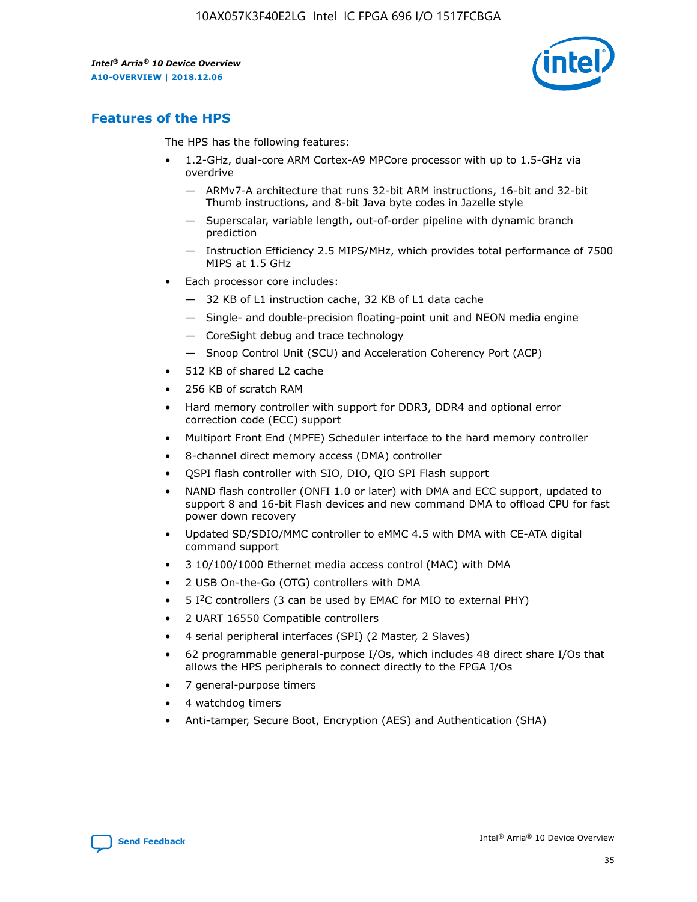## Features of the HPS

The HPS has the following features:

- 1.2-GHz, dual-core ARM Cortex-A9 MPCore processor with up to 1.5-GHz via overdrive
  - — ARMv7-A architecture that runs 32-bit ARM instructions, 16-bit and 32-bit Thumb instructions, and 8-bit Java byte codes in Jazelle style
  - — Superscalar, variable length, out-of-order pipeline with dynamic branch prediction
  - — Instruction Efficiency 2.5 MIPS/MHz, which provides total performance of 7500 MIPS at 1.5 GHz
- Each processor core includes:
  - — 32 KB of L1 instruction cache, 32 KB of L1 data cache
  - — Single- and double-precision floating-point unit and NEON media engine
  - — CoreSight debug and trace technology
  - — Snoop Control Unit (SCU) and Acceleration Coherency Port (ACP)
- 512 KB of shared L2 cache
- 256 KB of scratch RAM
- Hard memory controller with support for DDR3, DDR4 and optional error correction code (ECC) support
- Multiport Front End (MPFE) Scheduler interface to the hard memory controller
- 8-channel direct memory access (DMA) controller
- QSPI flash controller with SIO, DIO, QIO SPI Flash support
- NAND flash controller (ONFI 1.0 or later) with DMA and ECC support, updated to support 8 and 16-bit Flash devices and new command DMA to offload CPU for fast power down recovery
- Updated SD/SDIO/MMC controller to eMMC 4.5 with DMA with CE-ATA digital command support
- 3 10/100/1000 Ethernet media access control (MAC) with DMA
- 2 USB On-the-Go (OTG) controllers with DMA
- 5 I²C controllers (3 can be used by EMAC for MIO to external PHY)
- 2 UART 16550 Compatible controllers
- 4 serial peripheral interfaces (SPI) (2 Master, 2 Slaves)
- 62 programmable general-purpose I/Os, which includes 48 direct share I/Os that allows the HPS peripherals to connect directly to the FPGA I/Os
- 7 general-purpose timers
- 4 watchdog timers
- Anti-tamper, Secure Boot, Encryption (AES) and Authentication (SHA)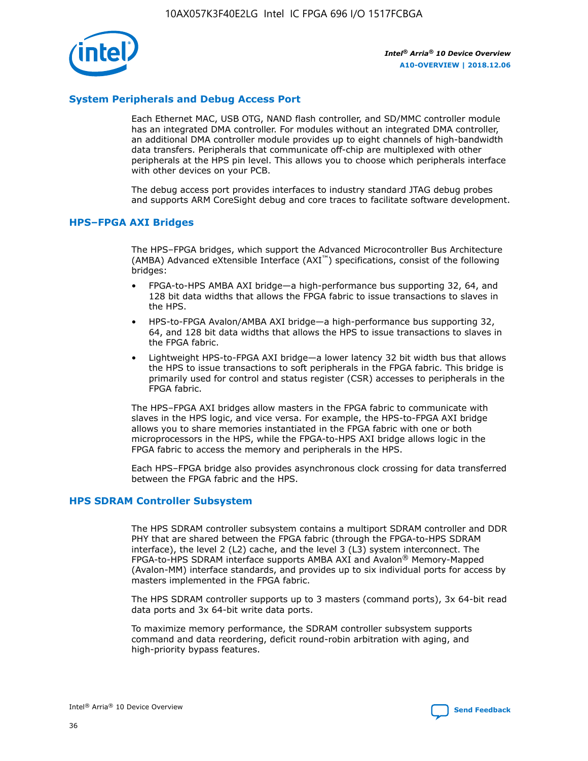## System Peripherals and Debug Access Port

Each Ethernet MAC, USB OTG, NAND flash controller, and SD/MMC controller module has an integrated DMA controller. For modules without an integrated DMA controller, an additional DMA controller module provides up to eight channels of high-bandwidth data transfers. Peripherals that communicate off-chip are multiplexed with other peripherals at the HPS pin level. This allows you to choose which peripherals interface with other devices on your PCB.

The debug access port provides interfaces to industry standard JTAG debug probes and supports ARM CoreSight debug and core traces to facilitate software development.

## HPS–FPGA AXI Bridges

The HPS–FPGA bridges, which support the Advanced Microcontroller Bus Architecture (AMBA) Advanced eXtensible Interface (AXI™) specifications, consist of the following bridges:

- FPGA-to-HPS AMBA AXI bridge—a high-performance bus supporting 32, 64, and 128 bit data widths that allows the FPGA fabric to issue transactions to slaves in the HPS.
- HPS-to-FPGA Avalon/AMBA AXI bridge—a high-performance bus supporting 32, 64, and 128 bit data widths that allows the HPS to issue transactions to slaves in the FPGA fabric.
- Lightweight HPS-to-FPGA AXI bridge—a lower latency 32 bit width bus that allows the HPS to issue transactions to soft peripherals in the FPGA fabric. This bridge is primarily used for control and status register (CSR) accesses to peripherals in the FPGA fabric.

The HPS–FPGA AXI bridges allow masters in the FPGA fabric to communicate with slaves in the HPS logic, and vice versa. For example, the HPS-to-FPGA AXI bridge allows you to share memories instantiated in the FPGA fabric with one or both microprocessors in the HPS, while the FPGA-to-HPS AXI bridge allows logic in the FPGA fabric to access the memory and peripherals in the HPS.

Each HPS–FPGA bridge also provides asynchronous clock crossing for data transferred between the FPGA fabric and the HPS.

## HPS SDRAM Controller Subsystem

The HPS SDRAM controller subsystem contains a multiport SDRAM controller and DDR PHY that are shared between the FPGA fabric (through the FPGA-to-HPS SDRAM interface), the level 2 (L2) cache, and the level 3 (L3) system interconnect. The FPGA-to-HPS SDRAM interface supports AMBA AXI and Avalon® Memory-Mapped (Avalon-MM) interface standards, and provides up to six individual ports for access by masters implemented in the FPGA fabric.

The HPS SDRAM controller supports up to 3 masters (command ports), 3x 64-bit read data ports and 3x 64-bit write data ports.

To maximize memory performance, the SDRAM controller subsystem supports command and data reordering, deficit round-robin arbitration with aging, and high-priority bypass features.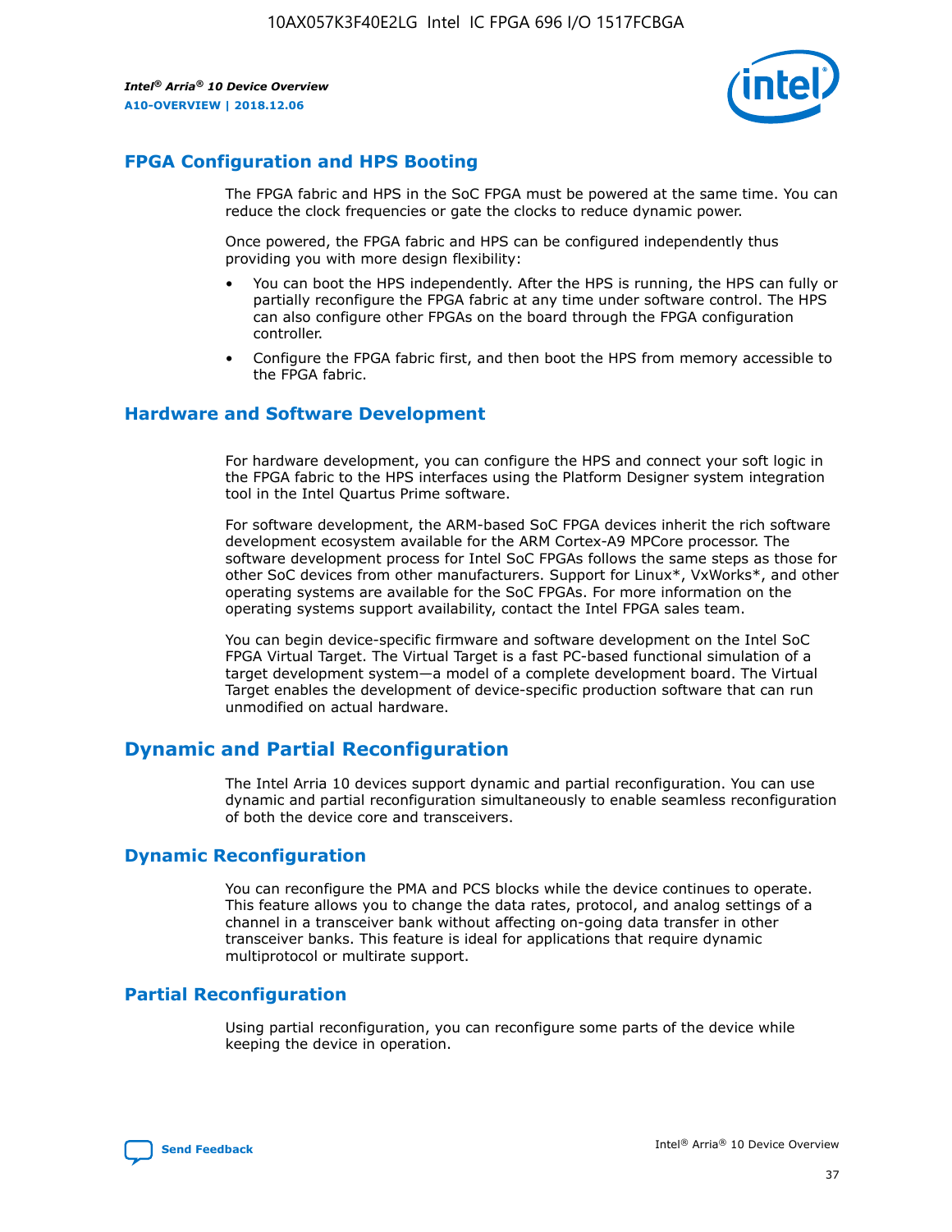## FPGA Configuration and HPS Booting

The FPGA fabric and HPS in the SoC FPGA must be powered at the same time. You can reduce the clock frequencies or gate the clocks to reduce dynamic power.

Once powered, the FPGA fabric and HPS can be configured independently thus providing you with more design flexibility:

- You can boot the HPS independently. After the HPS is running, the HPS can fully or partially reconfigure the FPGA fabric at any time under software control. The HPS can also configure other FPGAs on the board through the FPGA configuration controller.
- Configure the FPGA fabric first, and then boot the HPS from memory accessible to the FPGA fabric.

## Hardware and Software Development

For hardware development, you can configure the HPS and connect your soft logic in the FPGA fabric to the HPS interfaces using the Platform Designer system integration tool in the Intel Quartus Prime software.

For software development, the ARM-based SoC FPGA devices inherit the rich software development ecosystem available for the ARM Cortex-A9 MPCore processor. The software development process for Intel SoC FPGAs follows the same steps as those for other SoC devices from other manufacturers. Support for Linux*, VxWorks*, and other operating systems are available for the SoC FPGAs. For more information on the operating systems support availability, contact the Intel FPGA sales team.

You can begin device-specific firmware and software development on the Intel SoC FPGA Virtual Target. The Virtual Target is a fast PC-based functional simulation of a target development system—a model of a complete development board. The Virtual Target enables the development of device-specific production software that can run unmodified on actual hardware.

# Dynamic and Partial Reconfiguration

The Intel Arria 10 devices support dynamic and partial reconfiguration. You can use dynamic and partial reconfiguration simultaneously to enable seamless reconfiguration of both the device core and transceivers.

## Dynamic Reconfiguration

You can reconfigure the PMA and PCS blocks while the device continues to operate. This feature allows you to change the data rates, protocol, and analog settings of a channel in a transceiver bank without affecting on-going data transfer in other transceiver banks. This feature is ideal for applications that require dynamic multiprotocol or multirate support.

## Partial Reconfiguration

Using partial reconfiguration, you can reconfigure some parts of the device while keeping the device in operation.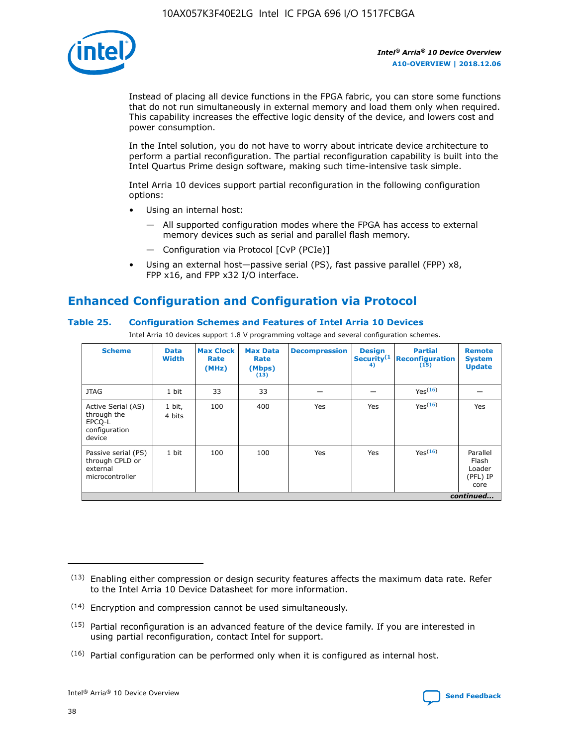Instead of placing all device functions in the FPGA fabric, you can store some functions that do not run simultaneously in external memory and load them only when required. This capability increases the effective logic density of the device, and lowers cost and power consumption.

In the Intel solution, you do not have to worry about intricate device architecture to perform a partial reconfiguration. The partial reconfiguration capability is built into the Intel Quartus Prime design software, making such time-intensive task simple.

Intel Arria 10 devices support partial reconfiguration in the following configuration options:

- Using an internal host:
  - — All supported configuration modes where the FPGA has access to external memory devices such as serial and parallel flash memory.
  - — Configuration via Protocol [CvP (PCIe)]
- Using an external host—passive serial (PS), fast passive parallel (FPP) x8, FPP x16, and FPP x32 I/O interface.

## Enhanced Configuration and Configuration via Protocol

### Table 25. Configuration Schemes and Features of Intel Arria 10 Devices

Intel Arria 10 devices support 1.8 V programming voltage and several configuration schemes.

| Scheme | Data Width | Max Clock Rate (MHz) | Max Data Rate (Mbps) (13) | Decompression | Design Security (14) | Partial Reconfiguration (15) | Remote System Update |
|---|---|---|---|---|---|---|---|
| JTAG | 1 bit | 33 | 33 | — | — | Yes(16) | — |
| Active Serial (AS) through the EPCQ-L configuration device | 1 bit, 4 bits | 100 | 400 | Yes | Yes | Yes(16) | Yes |
| Passive serial (PS) through CPLD or external microcontroller | 1 bit | 100 | 100 | Yes | Yes | Yes(16) | Parallel Flash Loader (PFL) IP core |

*continued...*

(13) Enabling either compression or design security features affects the maximum data rate. Refer to the Intel Arria 10 Device Datasheet for more information.

(14) Encryption and compression cannot be used simultaneously.

(15) Partial reconfiguration is an advanced feature of the device family. If you are interested in using partial reconfiguration, contact Intel for support.

(16) Partial configuration can be performed only when it is configured as internal host.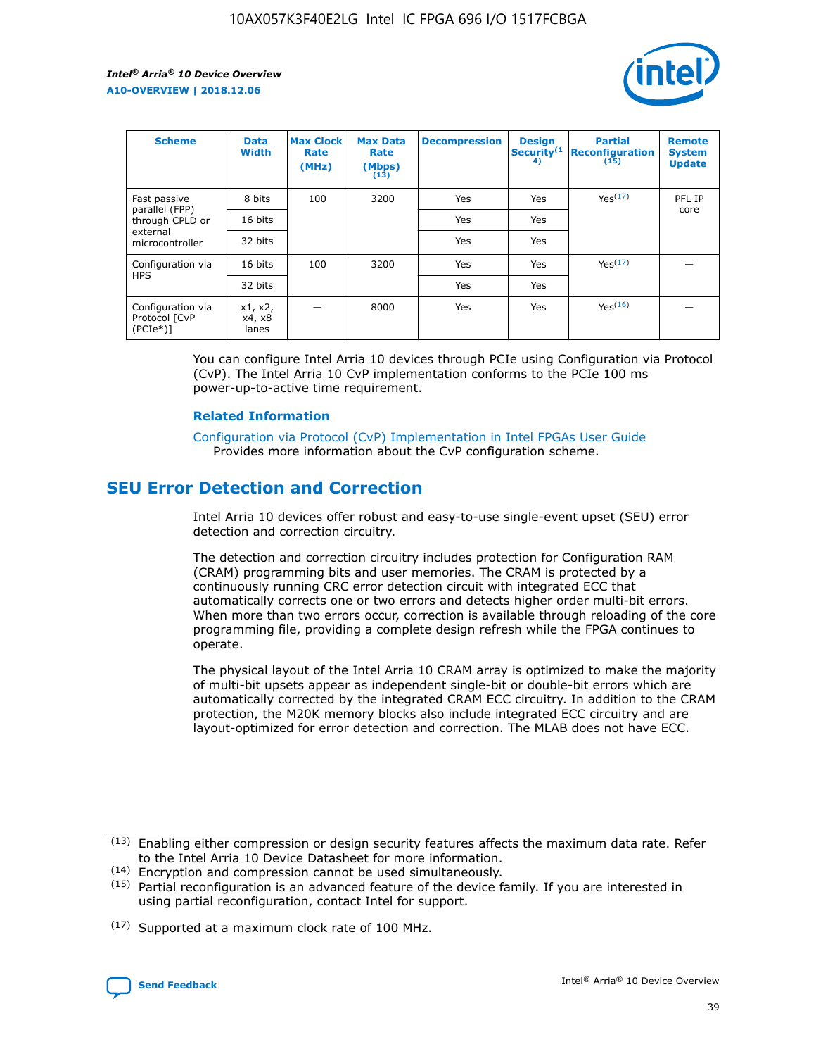| Scheme | Data Width | Max Clock Rate (MHz) | Max Data Rate (Mbps) (13) | Decompression | Design Security(14) | Partial Reconfiguration (15) | Remote System Update |
|---|---|---|---|---|---|---|---|
| Fast passive parallel (FPP) through CPLD or external microcontroller | 8 bits | 100 | 3200 | Yes | Yes | Yes(17) | PFL IP core |
| | 16 bits | | | Yes | Yes | | |
| | 32 bits | | | Yes | Yes | | |
| Configuration via HPS | 16 bits | 100 | 3200 | Yes | Yes | Yes(17) | — |
| | 32 bits | | | Yes | Yes | | |
| Configuration via Protocol [CvP (PCIe*)] | x1, x2, x4, x8 lanes | — | 8000 | Yes | Yes | Yes(16) | — |

You can configure Intel Arria 10 devices through PCIe using Configuration via Protocol (CvP). The Intel Arria 10 CvP implementation conforms to the PCIe 100 ms power-up-to-active time requirement.

### Related Information

Configuration via Protocol (CvP) Implementation in Intel FPGAs User Guide
Provides more information about the CvP configuration scheme.

## SEU Error Detection and Correction

Intel Arria 10 devices offer robust and easy-to-use single-event upset (SEU) error detection and correction circuitry.

The detection and correction circuitry includes protection for Configuration RAM (CRAM) programming bits and user memories. The CRAM is protected by a continuously running CRC error detection circuit with integrated ECC that automatically corrects one or two errors and detects higher order multi-bit errors. When more than two errors occur, correction is available through reloading of the core programming file, providing a complete design refresh while the FPGA continues to operate.

The physical layout of the Intel Arria 10 CRAM array is optimized to make the majority of multi-bit upsets appear as independent single-bit or double-bit errors which are automatically corrected by the integrated CRAM ECC circuitry. In addition to the CRAM protection, the M20K memory blocks also include integrated ECC circuitry and are layout-optimized for error detection and correction. The MLAB does not have ECC.

(13) Enabling either compression or design security features affects the maximum data rate. Refer to the Intel Arria 10 Device Datasheet for more information.

(14) Encryption and compression cannot be used simultaneously.

(15) Partial reconfiguration is an advanced feature of the device family. If you are interested in using partial reconfiguration, contact Intel for support.

(17) Supported at a maximum clock rate of 100 MHz.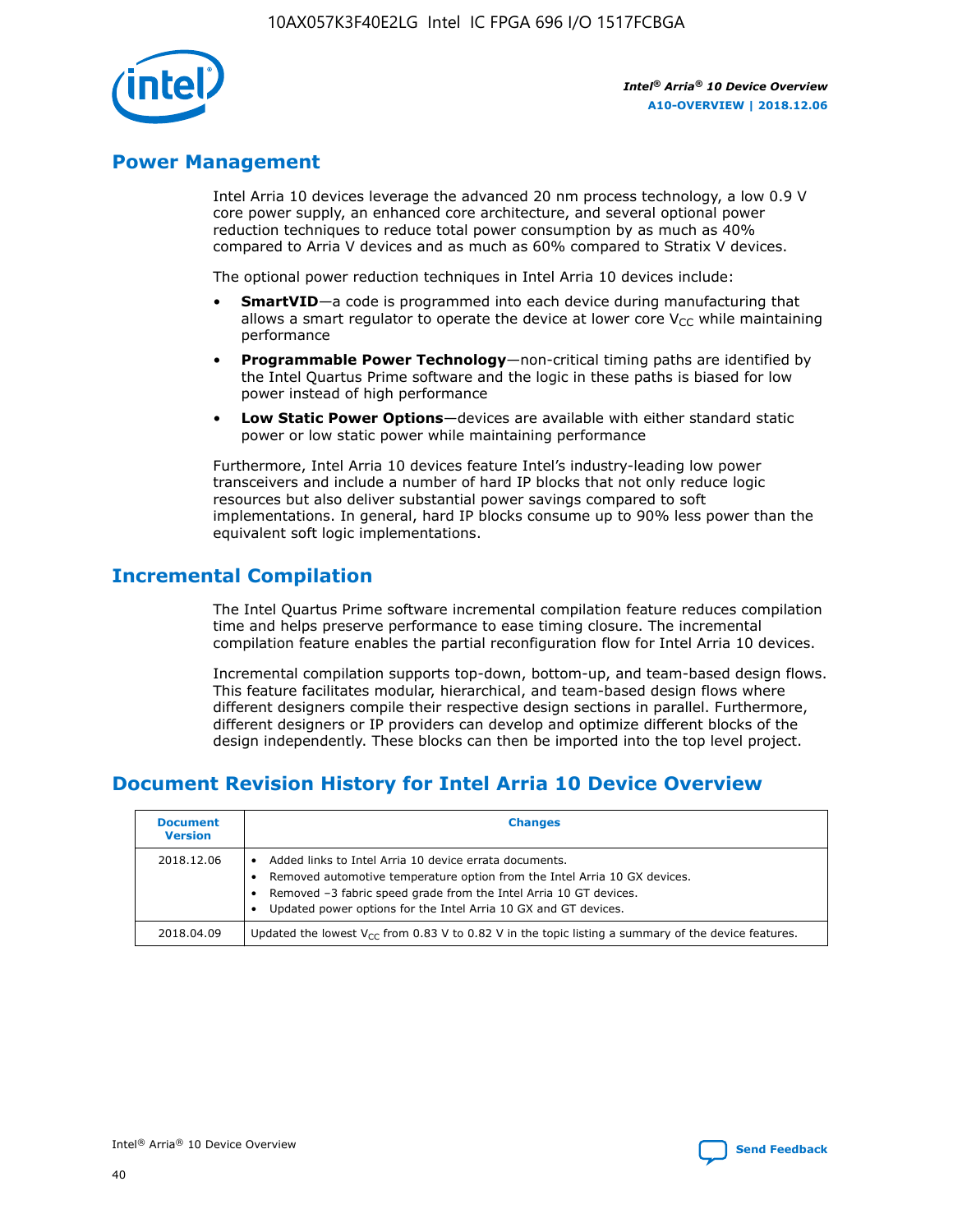## Power Management

Intel Arria 10 devices leverage the advanced 20 nm process technology, a low 0.9 V core power supply, an enhanced core architecture, and several optional power reduction techniques to reduce total power consumption by as much as 40% compared to Arria V devices and as much as 60% compared to Stratix V devices.

The optional power reduction techniques in Intel Arria 10 devices include:

- **SmartVID**—a code is programmed into each device during manufacturing that allows a smart regulator to operate the device at lower core $V_{CC}$ while maintaining performance
- **Programmable Power Technology**—non-critical timing paths are identified by the Intel Quartus Prime software and the logic in these paths is biased for low power instead of high performance
- **Low Static Power Options**—devices are available with either standard static power or low static power while maintaining performance

Furthermore, Intel Arria 10 devices feature Intel's industry-leading low power transceivers and include a number of hard IP blocks that not only reduce logic resources but also deliver substantial power savings compared to soft implementations. In general, hard IP blocks consume up to 90% less power than the equivalent soft logic implementations.

## Incremental Compilation

The Intel Quartus Prime software incremental compilation feature reduces compilation time and helps preserve performance to ease timing closure. The incremental compilation feature enables the partial reconfiguration flow for Intel Arria 10 devices.

Incremental compilation supports top-down, bottom-up, and team-based design flows. This feature facilitates modular, hierarchical, and team-based design flows where different designers compile their respective design sections in parallel. Furthermore, different designers or IP providers can develop and optimize different blocks of the design independently. These blocks can then be imported into the top level project.

## Document Revision History for Intel Arria 10 Device Overview

| Document Version | Changes |
|---|---|
| 2018.12.06 | • Added links to Intel Arria 10 device errata documents.<br>• Removed automotive temperature option from the Intel Arria 10 GX devices.<br>• Removed –3 fabric speed grade from the Intel Arria 10 GT devices.<br>• Updated power options for the Intel Arria 10 GX and GT devices. |
| 2018.04.09 | Updated the lowest $V_{CC}$ from 0.83 V to 0.82 V in the topic listing a summary of the device features. |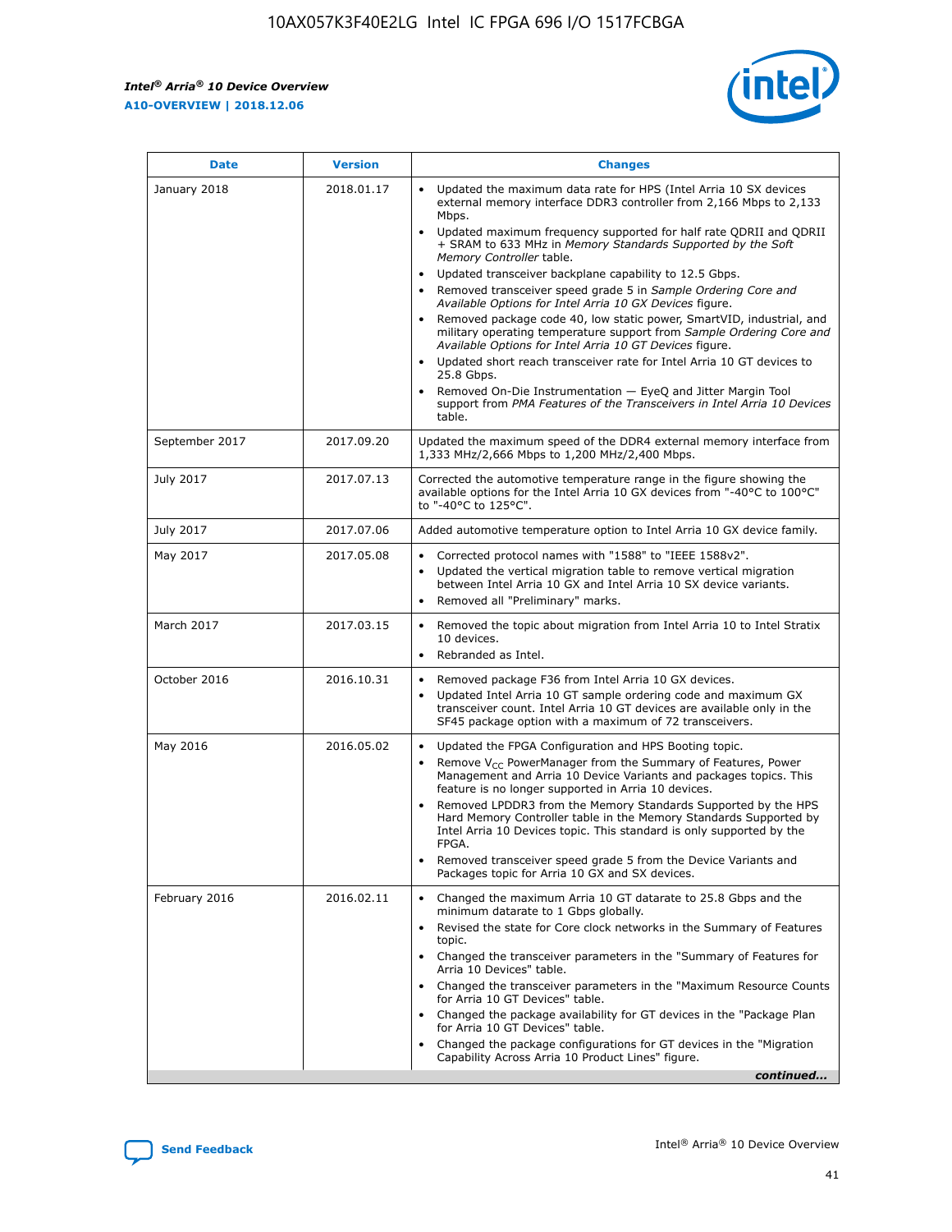| Date | Version | Changes |
| --- | --- | --- |
| January 2018 | 2018.01.17 | • Updated the maximum data rate for HPS (Intel Arria 10 SX devices external memory interface DDR3 controller from 2,166 Mbps to 2,133 Mbps.<br>• Updated maximum frequency supported for half rate QDRII and QDRII + SRAM to 633 MHz in *Memory Standards Supported by the Soft Memory Controller* table.<br>• Updated transceiver backplane capability to 12.5 Gbps.<br>• Removed transceiver speed grade 5 in *Sample Ordering Core and Available Options for Intel Arria 10 GX Devices* figure.<br>• Removed package code 40, low static power, SmartVID, industrial, and military operating temperature support from *Sample Ordering Core and Available Options for Intel Arria 10 GT Devices* figure.<br>• Updated short reach transceiver rate for Intel Arria 10 GT devices to 25.8 Gbps.<br>• Removed On-Die Instrumentation — EyeQ and Jitter Margin Tool support from *PMA Features of the Transceivers in Intel Arria 10 Devices* table. |
| September 2017 | 2017.09.20 | Updated the maximum speed of the DDR4 external memory interface from 1,333 MHz/2,666 Mbps to 1,200 MHz/2,400 Mbps. |
| July 2017 | 2017.07.13 | Corrected the automotive temperature range in the figure showing the available options for the Intel Arria 10 GX devices from "-40°C to 100°C" to "-40°C to 125°C". |
| July 2017 | 2017.07.06 | Added automotive temperature option to Intel Arria 10 GX device family. |
| May 2017 | 2017.05.08 | • Corrected protocol names with "1588" to "IEEE 1588v2".<br>• Updated the vertical migration table to remove vertical migration between Intel Arria 10 GX and Intel Arria 10 SX device variants.<br>• Removed all "Preliminary" marks. |
| March 2017 | 2017.03.15 | • Removed the topic about migration from Intel Arria 10 to Intel Stratix 10 devices.<br>• Rebranded as Intel. |
| October 2016 | 2016.10.31 | • Removed package F36 from Intel Arria 10 GX devices.<br>• Updated Intel Arria 10 GT sample ordering code and maximum GX transceiver count. Intel Arria 10 GT devices are available only in the SF45 package option with a maximum of 72 transceivers. |
| May 2016 | 2016.05.02 | • Updated the FPGA Configuration and HPS Booting topic.<br>• Remove $V_{CC}$ PowerManager from the Summary of Features, Power Management and Arria 10 Device Variants and packages topics. This feature is no longer supported in Arria 10 devices.<br>• Removed LPDDR3 from the Memory Standards Supported by the HPS Hard Memory Controller table in the Memory Standards Supported by Intel Arria 10 Devices topic. This standard is only supported by the FPGA.<br>• Removed transceiver speed grade 5 from the Device Variants and Packages topic for Arria 10 GX and SX devices. |
| February 2016 | 2016.02.11 | • Changed the maximum Arria 10 GT datarate to 25.8 Gbps and the minimum datarate to 1 Gbps globally.<br>• Revised the state for Core clock networks in the Summary of Features topic.<br>• Changed the transceiver parameters in the "Summary of Features for Arria 10 Devices" table.<br>• Changed the transceiver parameters in the "Maximum Resource Counts for Arria 10 GT Devices" table.<br>• Changed the package availability for GT devices in the "Package Plan for Arria 10 GT Devices" table.<br>• Changed the package configurations for GT devices in the "Migration Capability Across Arria 10 Product Lines" figure. |

*continued...*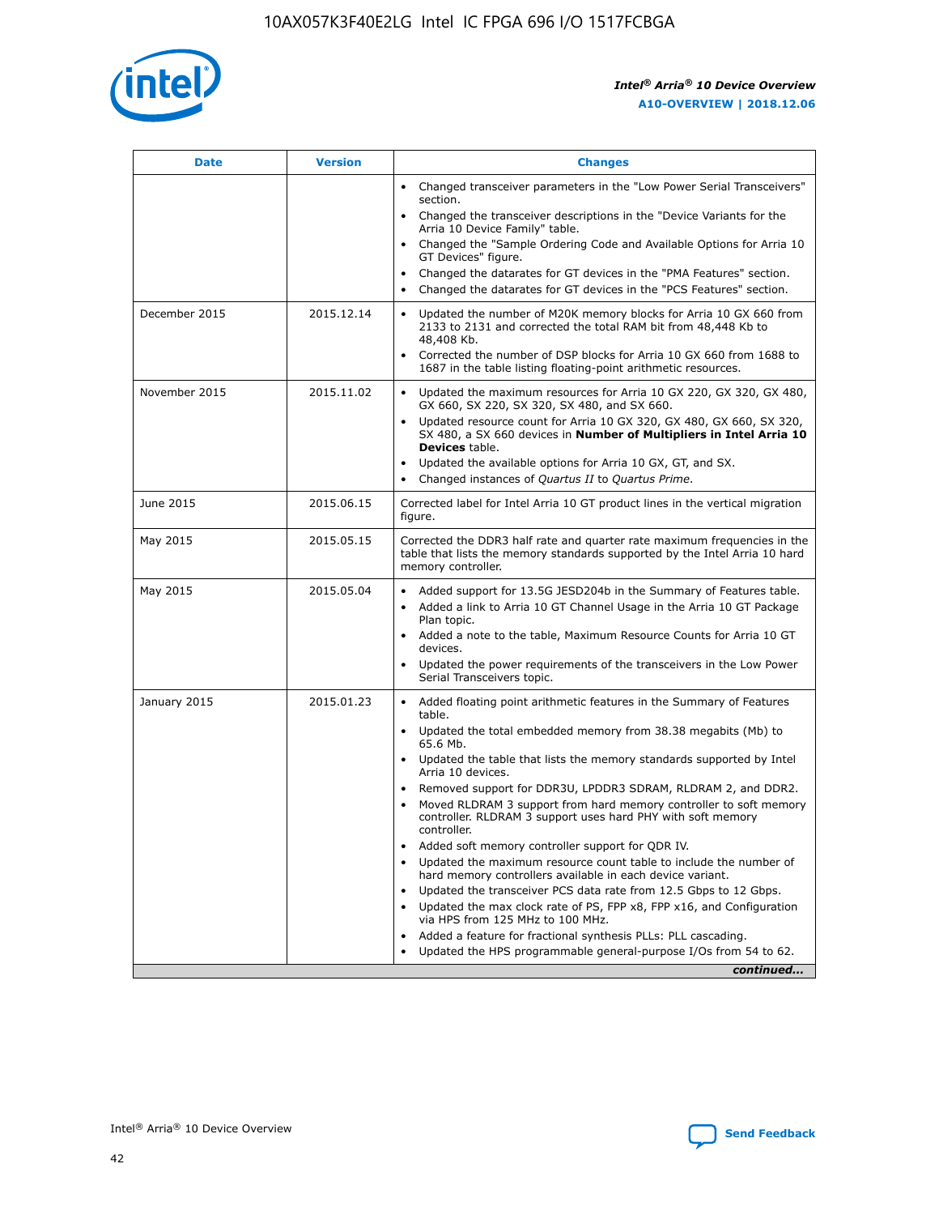| Date | Version | Changes |
| --- | --- | --- |
| | | • Changed transceiver parameters in the "Low Power Serial Transceivers" section.<br>• Changed the transceiver descriptions in the "Device Variants for the Arria 10 Device Family" table.<br>• Changed the "Sample Ordering Code and Available Options for Arria 10 GT Devices" figure.<br>• Changed the datarates for GT devices in the "PMA Features" section.<br>• Changed the datarates for GT devices in the "PCS Features" section. |
| December 2015 | 2015.12.14 | • Updated the number of M20K memory blocks for Arria 10 GX 660 from 2133 to 2131 and corrected the total RAM bit from 48,448 Kb to 48,408 Kb.<br>• Corrected the number of DSP blocks for Arria 10 GX 660 from 1688 to 1687 in the table listing floating-point arithmetic resources. |
| November 2015 | 2015.11.02 | • Updated the maximum resources for Arria 10 GX 220, GX 320, GX 480, GX 660, SX 220, SX 320, SX 480, and SX 660.<br>• Updated resource count for Arria 10 GX 320, GX 480, GX 660, SX 320, SX 480, a SX 660 devices in **Number of Multipliers in Intel Arria 10 Devices** table.<br>• Updated the available options for Arria 10 GX, GT, and SX.<br>• Changed instances of *Quartus II* to *Quartus Prime*. |
| June 2015 | 2015.06.15 | Corrected label for Intel Arria 10 GT product lines in the vertical migration figure. |
| May 2015 | 2015.05.15 | Corrected the DDR3 half rate and quarter rate maximum frequencies in the table that lists the memory standards supported by the Intel Arria 10 hard memory controller. |
| May 2015 | 2015.05.04 | • Added support for 13.5G JESD204b in the Summary of Features table.<br>• Added a link to Arria 10 GT Channel Usage in the Arria 10 GT Package Plan topic.<br>• Added a note to the table, Maximum Resource Counts for Arria 10 GT devices.<br>• Updated the power requirements of the transceivers in the Low Power Serial Transceivers topic. |
| January 2015 | 2015.01.23 | • Added floating point arithmetic features in the Summary of Features table.<br>• Updated the total embedded memory from 38.38 megabits (Mb) to 65.6 Mb.<br>• Updated the table that lists the memory standards supported by Intel Arria 10 devices.<br>• Removed support for DDR3U, LPDDR3 SDRAM, RLDRAM 2, and DDR2.<br>• Moved RLDRAM 3 support from hard memory controller to soft memory controller. RLDRAM 3 support uses hard PHY with soft memory controller.<br>• Added soft memory controller support for QDR IV.<br>• Updated the maximum resource count table to include the number of hard memory controllers available in each device variant.<br>• Updated the transceiver PCS data rate from 12.5 Gbps to 12 Gbps.<br>• Updated the max clock rate of PS, FPP x8, FPP x16, and Configuration via HPS from 125 MHz to 100 MHz.<br>• Added a feature for fractional synthesis PLLs: PLL cascading.<br>• Updated the HPS programmable general-purpose I/Os from 54 to 62. |

*continued...*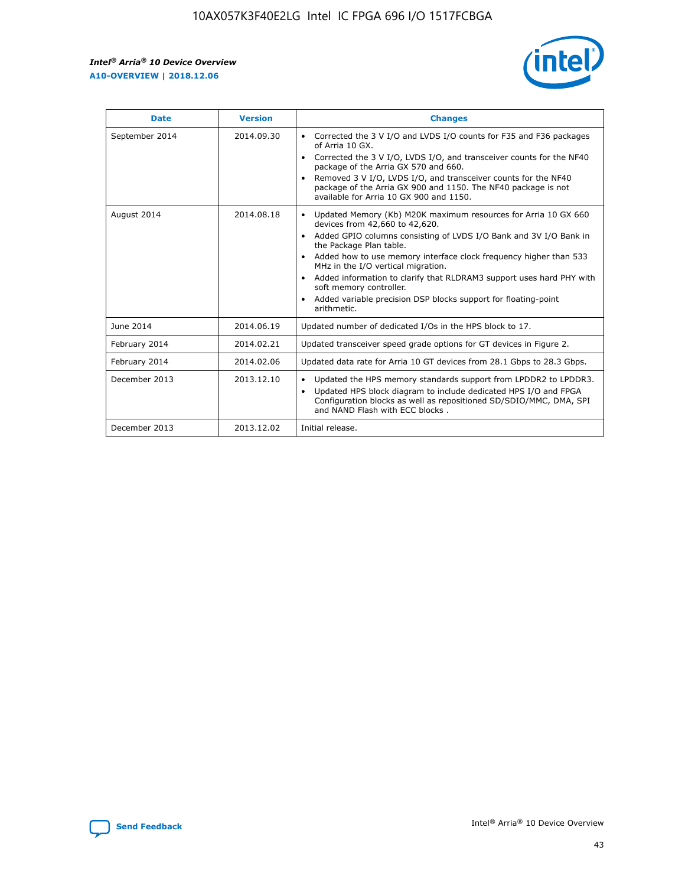| Date | Version | Changes |
| --- | --- | --- |
| September 2014 | 2014.09.30 | • Corrected the 3 V I/O and LVDS I/O counts for F35 and F36 packages of Arria 10 GX.<br>• Corrected the 3 V I/O, LVDS I/O, and transceiver counts for the NF40 package of the Arria GX 570 and 660.<br>• Removed 3 V I/O, LVDS I/O, and transceiver counts for the NF40 package of the Arria GX 900 and 1150. The NF40 package is not available for Arria 10 GX 900 and 1150. |
| August 2014 | 2014.08.18 | • Updated Memory (Kb) M20K maximum resources for Arria 10 GX 660 devices from 42,660 to 42,620.<br>• Added GPIO columns consisting of LVDS I/O Bank and 3V I/O Bank in the Package Plan table.<br>• Added how to use memory interface clock frequency higher than 533 MHz in the I/O vertical migration.<br>• Added information to clarify that RLDRAM3 support uses hard PHY with soft memory controller.<br>• Added variable precision DSP blocks support for floating-point arithmetic. |
| June 2014 | 2014.06.19 | Updated number of dedicated I/Os in the HPS block to 17. |
| February 2014 | 2014.02.21 | Updated transceiver speed grade options for GT devices in Figure 2. |
| February 2014 | 2014.02.06 | Updated data rate for Arria 10 GT devices from 28.1 Gbps to 28.3 Gbps. |
| December 2013 | 2013.12.10 | • Updated the HPS memory standards support from LPDDR2 to LPDDR3.<br>• Updated HPS block diagram to include dedicated HPS I/O and FPGA Configuration blocks as well as repositioned SD/SDIO/MMC, DMA, SPI and NAND Flash with ECC blocks . |
| December 2013 | 2013.12.02 | Initial release. |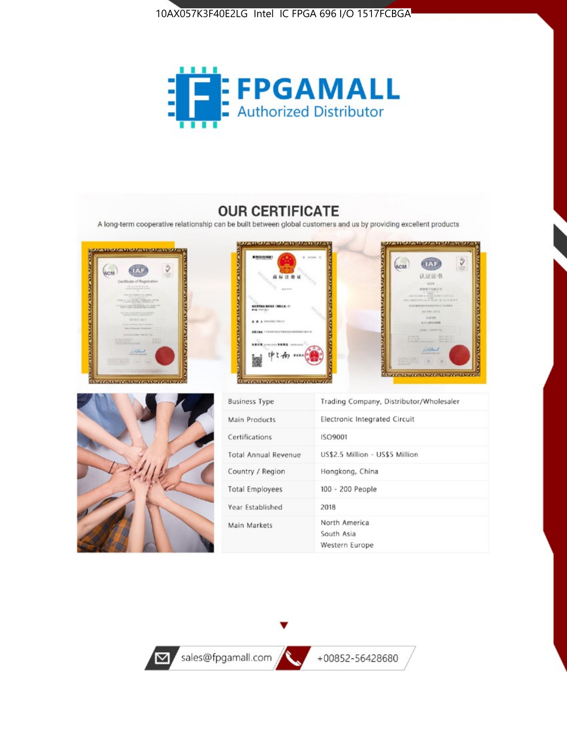FPGAMALL

Authorized Distributor

## OUR CERTIFICATE

A long-term cooperative relationship can be built between global customers and us by providing excellent products

| | |
|---|---|
| Business Type | Trading Company, Distributor/Wholesaler |
| Main Products | Electronic Integrated Circuit |
| Certifications | ISO9001 |
| Total Annual Revenue | US$2.5 Million - US$5 Million |
| Country / Region | Hongkong, China |
| Total Employees | 100 - 200 People |
| Year Established | 2018 |
| Main Markets | North America<br>South Asia<br>Western Europe |

sales@fpgamall.com

+00852-56428680